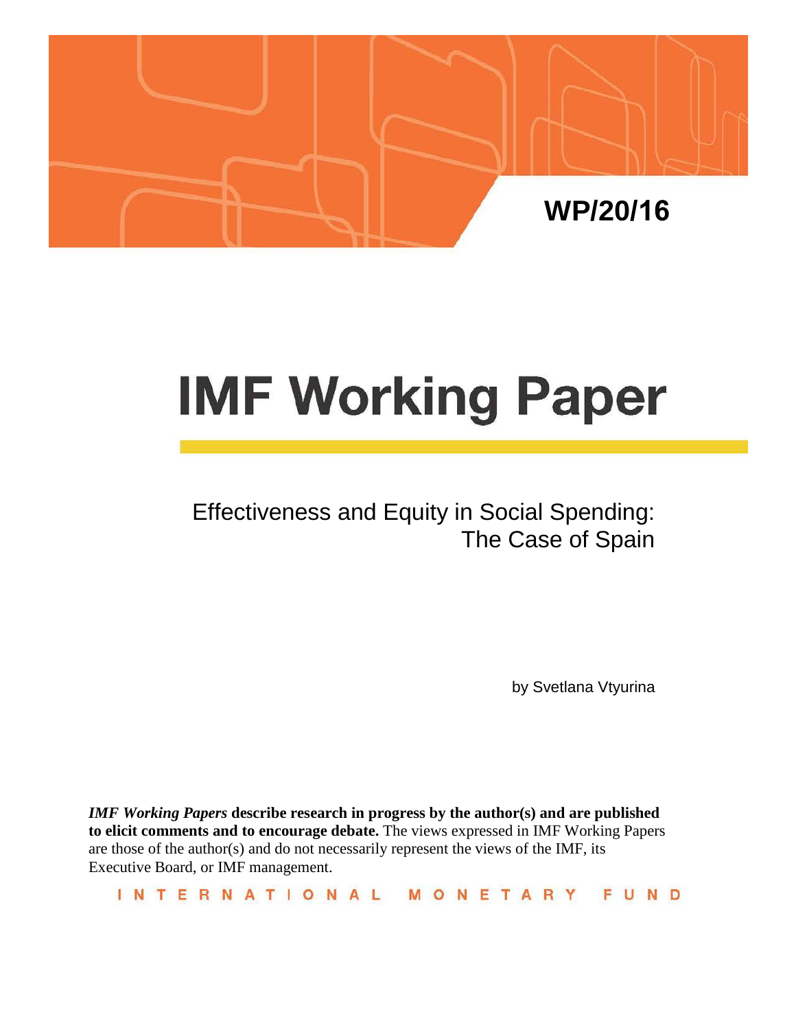WP/20/16

# IMF Working Paper

## Effectiveness and Equity in Social Spending: The Case of Spain

by Svetlana Vtyurina

***IMF Working Papers*** **describe research in progress by the author(s) and are published to elicit comments and to encourage debate.** The views expressed in IMF Working Papers are those of the author(s) and do not necessarily represent the views of the IMF, its Executive Board, or IMF management.

INTERNATIONAL MONETARY FUND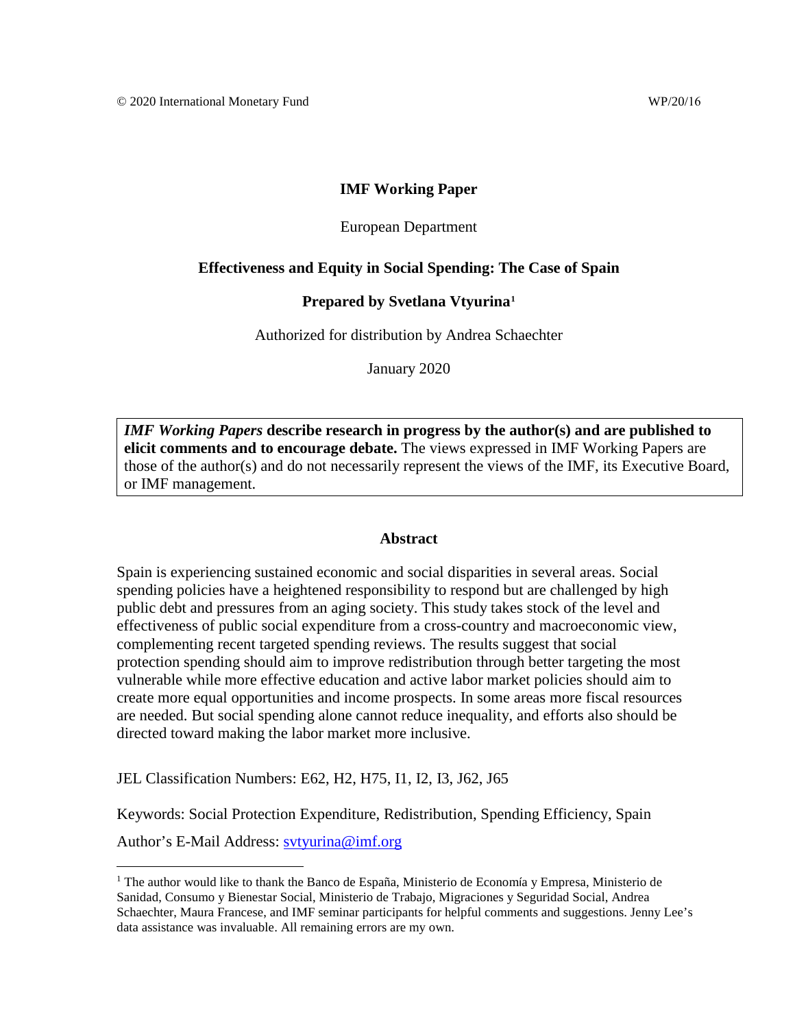© 2020 International Monetary Fund WP/20/16

**IMF Working Paper**

European Department

**Effectiveness and Equity in Social Spending: The Case of Spain**

**Prepared by Svetlana Vtyurina**[1]

Authorized for distribution by Andrea Schaechter

January 2020

***IMF Working Papers* describe research in progress by the author(s) and are published to elicit comments and to encourage debate.** The views expressed in IMF Working Papers are those of the author(s) and do not necessarily represent the views of the IMF, its Executive Board, or IMF management.

**Abstract**

Spain is experiencing sustained economic and social disparities in several areas. Social spending policies have a heightened responsibility to respond but are challenged by high public debt and pressures from an aging society. This study takes stock of the level and effectiveness of public social expenditure from a cross-country and macroeconomic view, complementing recent targeted spending reviews. The results suggest that social protection spending should aim to improve redistribution through better targeting the most vulnerable while more effective education and active labor market policies should aim to create more equal opportunities and income prospects. In some areas more fiscal resources are needed. But social spending alone cannot reduce inequality, and efforts also should be directed toward making the labor market more inclusive.

JEL Classification Numbers: E62, H2, H75, I1, I2, I3, J62, J65

Keywords: Social Protection Expenditure, Redistribution, Spending Efficiency, Spain

Author's E-Mail Address: svtyurina@imf.org

[1] The author would like to thank the Banco de España, Ministerio de Economía y Empresa, Ministerio de Sanidad, Consumo y Bienestar Social, Ministerio de Trabajo, Migraciones y Seguridad Social, Andrea Schaechter, Maura Francese, and IMF seminar participants for helpful comments and suggestions. Jenny Lee's data assistance was invaluable. All remaining errors are my own.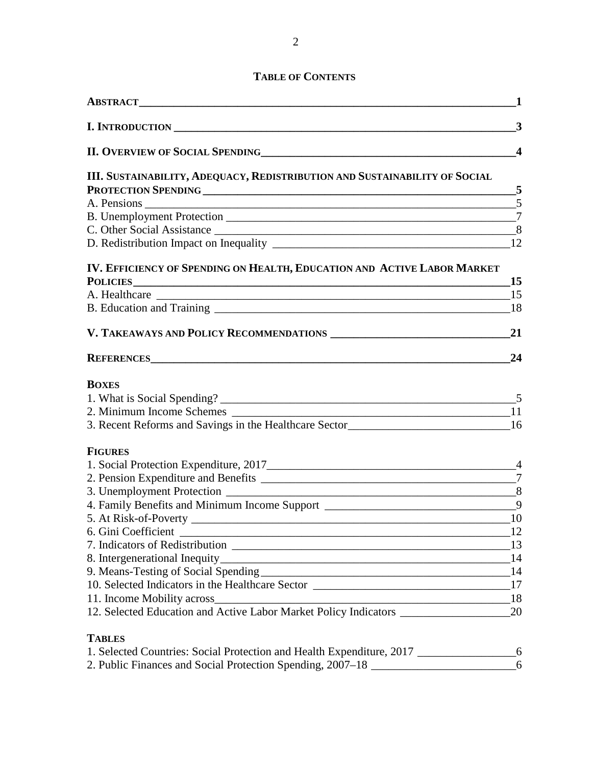# TABLE OF CONTENTS

**ABSTRACT** **1**

**I. INTRODUCTION** **3**

**II. OVERVIEW OF SOCIAL SPENDING** **4**

**III. SUSTAINABILITY, ADEQUACY, REDISTRIBUTION AND SUSTAINABILITY OF SOCIAL PROTECTION SPENDING** **5**

A. Pensions 5

B. Unemployment Protection 7

C. Other Social Assistance 8

D. Redistribution Impact on Inequality 12

**IV. EFFICIENCY OF SPENDING ON HEALTH, EDUCATION AND ACTIVE LABOR MARKET POLICIES** **15**

A. Healthcare 15

B. Education and Training 18

**V. TAKEAWAYS AND POLICY RECOMMENDATIONS** **21**

**REFERENCES** **24**

**BOXES**

1. What is Social Spending? 5
2. Minimum Income Schemes 11
3. Recent Reforms and Savings in the Healthcare Sector 16

**FIGURES**

1. Social Protection Expenditure, 2017 4
2. Pension Expenditure and Benefits 7
3. Unemployment Protection 8
4. Family Benefits and Minimum Income Support 9
5. At Risk-of-Poverty 10
6. Gini Coefficient 12
7. Indicators of Redistribution 13
8. Intergenerational Inequity 14
9. Means-Testing of Social Spending 14
10. Selected Indicators in the Healthcare Sector 17
11. Income Mobility across 18
12. Selected Education and Active Labor Market Policy Indicators 20

**TABLES**

1. Selected Countries: Social Protection and Health Expenditure, 2017 6
2. Public Finances and Social Protection Spending, 2007–18 6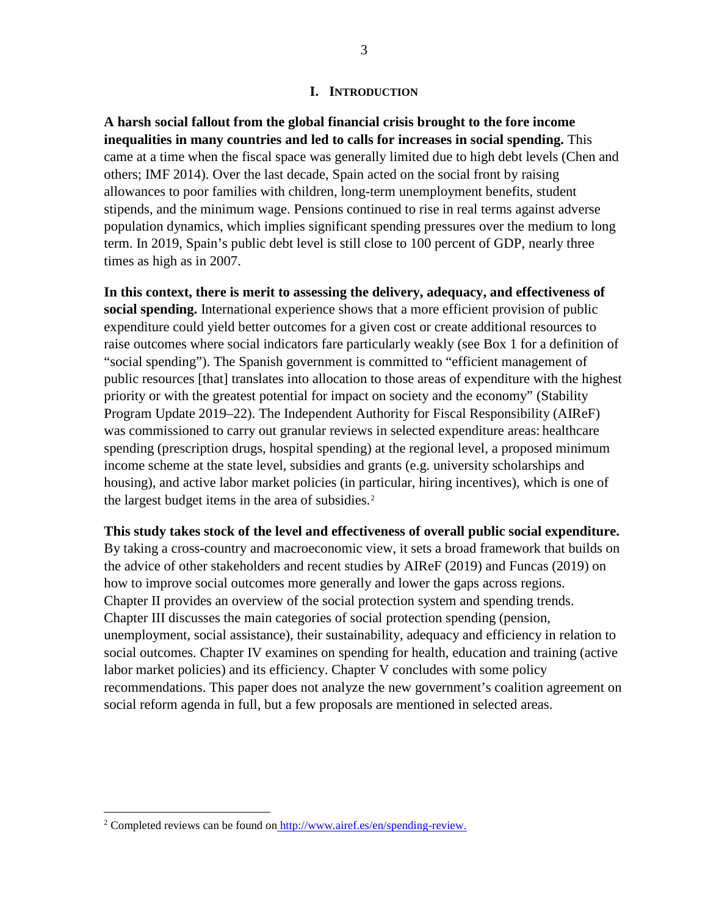# I. INTRODUCTION

**A harsh social fallout from the global financial crisis brought to the fore income inequalities in many countries and led to calls for increases in social spending.** This came at a time when the fiscal space was generally limited due to high debt levels (Chen and others; IMF 2014). Over the last decade, Spain acted on the social front by raising allowances to poor families with children, long-term unemployment benefits, student stipends, and the minimum wage. Pensions continued to rise in real terms against adverse population dynamics, which implies significant spending pressures over the medium to long term. In 2019, Spain's public debt level is still close to 100 percent of GDP, nearly three times as high as in 2007.

**In this context, there is merit to assessing the delivery, adequacy, and effectiveness of social spending.** International experience shows that a more efficient provision of public expenditure could yield better outcomes for a given cost or create additional resources to raise outcomes where social indicators fare particularly weakly (see Box 1 for a definition of "social spending"). The Spanish government is committed to "efficient management of public resources [that] translates into allocation to those areas of expenditure with the highest priority or with the greatest potential for impact on society and the economy" (Stability Program Update 2019–22). The Independent Authority for Fiscal Responsibility (AIReF) was commissioned to carry out granular reviews in selected expenditure areas: healthcare spending (prescription drugs, hospital spending) at the regional level, a proposed minimum income scheme at the state level, subsidies and grants (e.g. university scholarships and housing), and active labor market policies (in particular, hiring incentives), which is one of the largest budget items in the area of subsidies.[2]

**This study takes stock of the level and effectiveness of overall public social expenditure.** By taking a cross-country and macroeconomic view, it sets a broad framework that builds on the advice of other stakeholders and recent studies by AIReF (2019) and Funcas (2019) on how to improve social outcomes more generally and lower the gaps across regions. Chapter II provides an overview of the social protection system and spending trends. Chapter III discusses the main categories of social protection spending (pension, unemployment, social assistance), their sustainability, adequacy and efficiency in relation to social outcomes. Chapter IV examines on spending for health, education and training (active labor market policies) and its efficiency. Chapter V concludes with some policy recommendations. This paper does not analyze the new government's coalition agreement on social reform agenda in full, but a few proposals are mentioned in selected areas.

---

[2] Completed reviews can be found on http://www.airef.es/en/spending-review.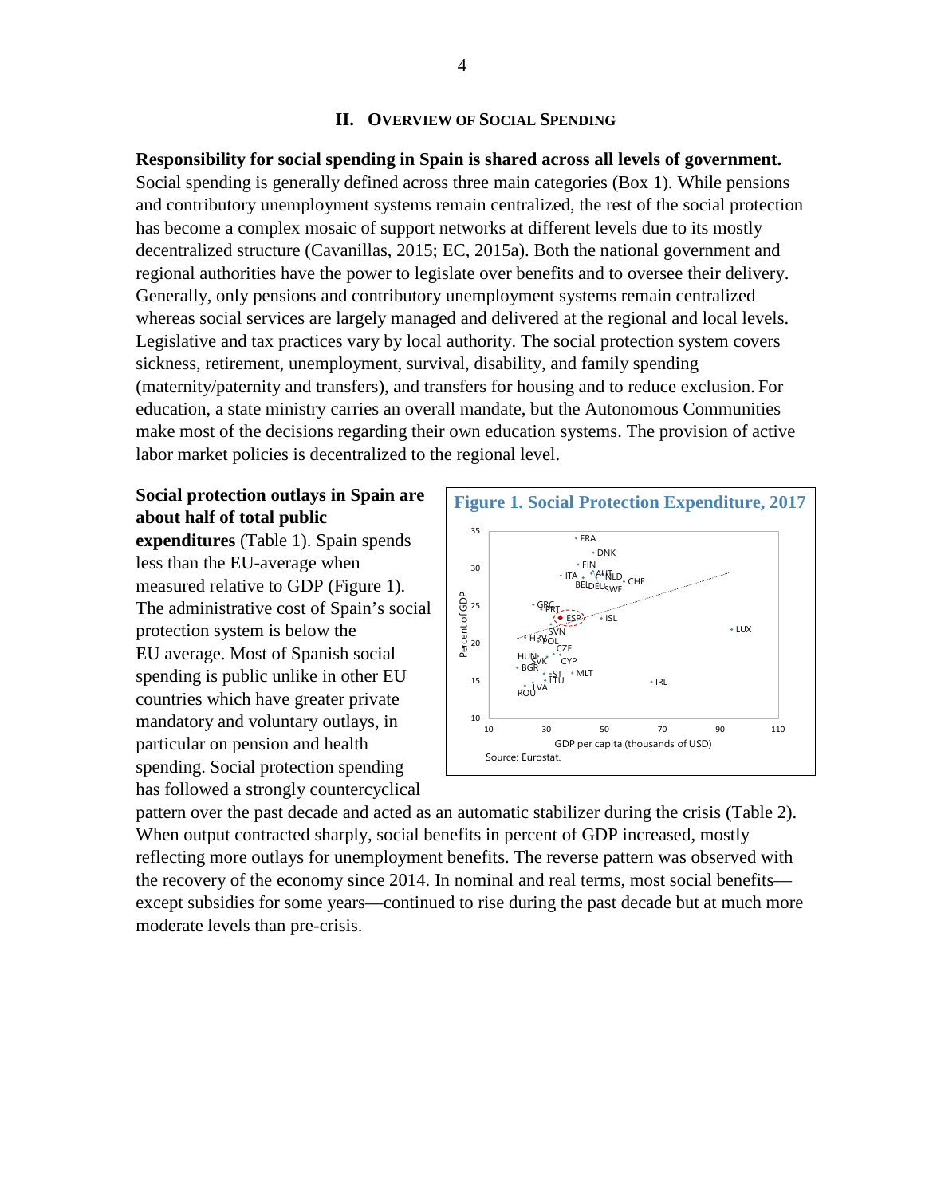## II. Overview of Social Spending

**Responsibility for social spending in Spain is shared across all levels of government.** Social spending is generally defined across three main categories (Box 1). While pensions and contributory unemployment systems remain centralized, the rest of the social protection has become a complex mosaic of support networks at different levels due to its mostly decentralized structure (Cavanillas, 2015; EC, 2015a). Both the national government and regional authorities have the power to legislate over benefits and to oversee their delivery. Generally, only pensions and contributory unemployment systems remain centralized whereas social services are largely managed and delivered at the regional and local levels. Legislative and tax practices vary by local authority. The social protection system covers sickness, retirement, unemployment, survival, disability, and family spending (maternity/paternity and transfers), and transfers for housing and to reduce exclusion. For education, a state ministry carries an overall mandate, but the Autonomous Communities make most of the decisions regarding their own education systems. The provision of active labor market policies is decentralized to the regional level.

**Social protection outlays in Spain are about half of total public expenditures** (Table 1). Spain spends less than the EU-average when measured relative to GDP (Figure 1). The administrative cost of Spain's social protection system is below the EU average. Most of Spanish social spending is public unlike in other EU countries which have greater private mandatory and voluntary outlays, in particular on pension and health spending. Social protection spending has followed a strongly countercyclical pattern over the past decade and acted as an automatic stabilizer during the crisis (Table 2). When output contracted sharply, social benefits in percent of GDP increased, mostly reflecting more outlays for unemployment benefits. The reverse pattern was observed with the recovery of the economy since 2014. In nominal and real terms, most social benefits—except subsidies for some years—continued to rise during the past decade but at much more moderate levels than pre-crisis.

**Figure 1. Social Protection Expenditure, 2017**

Source: Eurostat.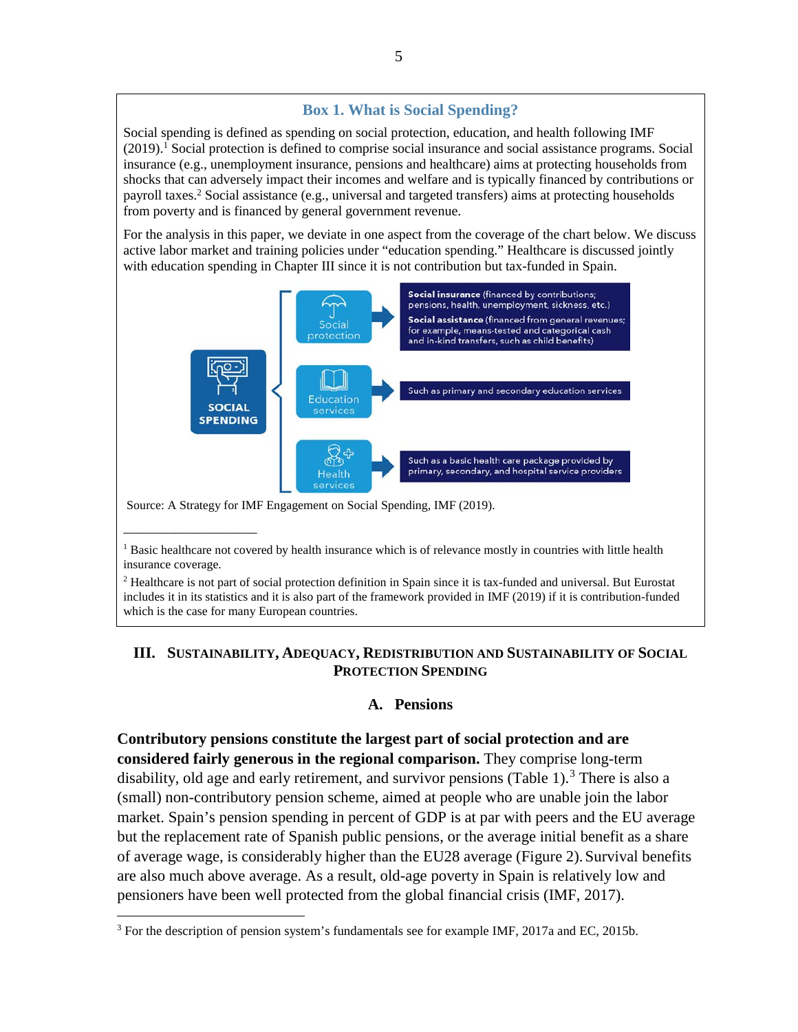## Box 1. What is Social Spending?

Social spending is defined as spending on social protection, education, and health following IMF (2019).[1] Social protection is defined to comprise social insurance and social assistance programs. Social insurance (e.g., unemployment insurance, pensions and healthcare) aims at protecting households from shocks that can adversely impact their incomes and welfare and is typically financed by contributions or payroll taxes.[2] Social assistance (e.g., universal and targeted transfers) aims at protecting households from poverty and is financed by general government revenue.

For the analysis in this paper, we deviate in one aspect from the coverage of the chart below. We discuss active labor market and training policies under "education spending." Healthcare is discussed jointly with education spending in Chapter III since it is not contribution but tax-funded in Spain.

**SOCIAL SPENDING**

- **Social protection** → **Social insurance** (financed by contributions; pensions, health, unemployment, sickness, etc.) **Social assistance** (financed from general revenues; for example, means-tested and categorical cash and in-kind transfers, such as child benefits)
- **Education services** → Such as primary and secondary education services
- **Health services** → Such as a basic health care package provided by primary, secondary, and hospital service providers

Source: A Strategy for IMF Engagement on Social Spending, IMF (2019).

[1] Basic healthcare not covered by health insurance which is of relevance mostly in countries with little health insurance coverage.

[2] Healthcare is not part of social protection definition in Spain since it is tax-funded and universal. But Eurostat includes it in its statistics and it is also part of the framework provided in IMF (2019) if it is contribution-funded which is the case for many European countries.

# III. Sustainability, Adequacy, Redistribution and Sustainability of Social Protection Spending

## A. Pensions

**Contributory pensions constitute the largest part of social protection and are considered fairly generous in the regional comparison.** They comprise long-term disability, old age and early retirement, and survivor pensions (Table 1).[3] There is also a (small) non-contributory pension scheme, aimed at people who are unable join the labor market. Spain's pension spending in percent of GDP is at par with peers and the EU average but the replacement rate of Spanish public pensions, or the average initial benefit as a share of average wage, is considerably higher than the EU28 average (Figure 2). Survival benefits are also much above average. As a result, old-age poverty in Spain is relatively low and pensioners have been well protected from the global financial crisis (IMF, 2017).

[3] For the description of pension system's fundamentals see for example IMF, 2017a and EC, 2015b.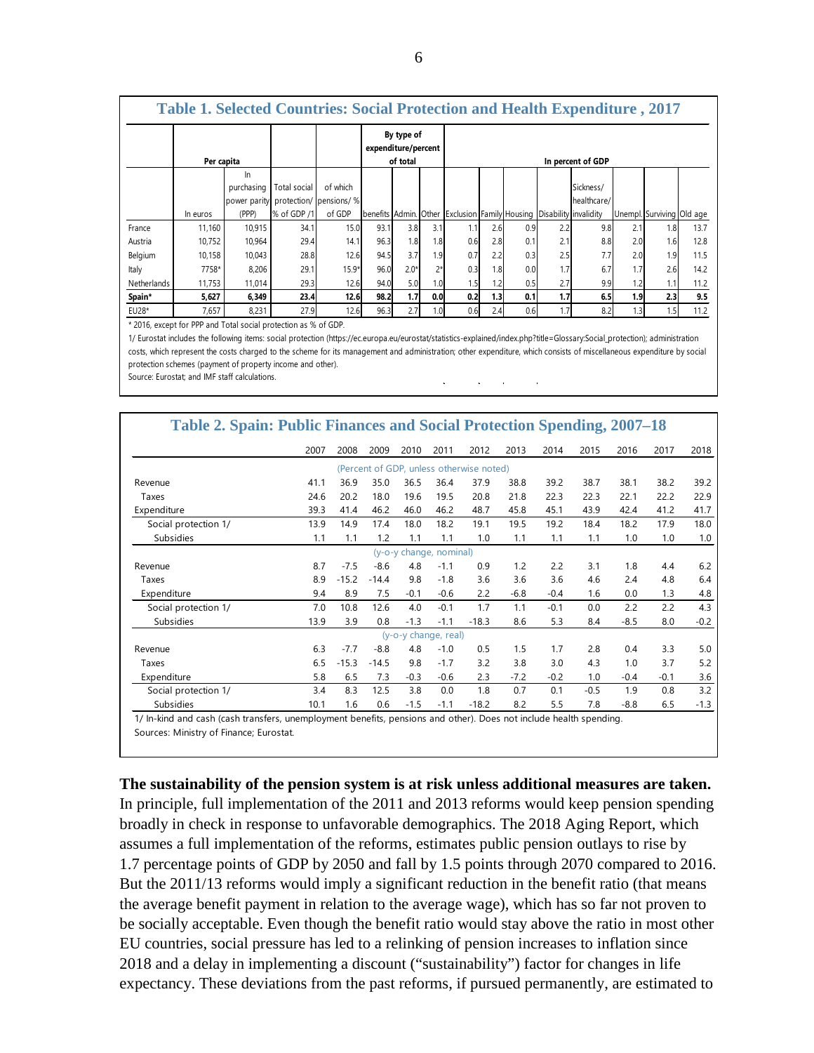**Table 1. Selected Countries: Social Protection and Health Expenditure , 2017**

| | Per capita | | | | By type of expenditure/percent of total | | | In percent of GDP | | | | | | | |
|---|---|---|---|---|---|---|---|---|---|---|---|---|---|---|---|
| | In euros | In purchasing power parity (PPP) | Total social protection/ % of GDP /1 | of which pensions/ % of GDP | benefits | Admin. | Other | Exclusion | Family | Housing | Disability | Sickness/ healthcare/ invalidity | Unempl. | Surviving | Old age |
| France | 11,160 | 10,915 | 34.1 | 15.0 | 93.1 | 3.8 | 3.1 | 1.1 | 2.6 | 0.9 | 2.2 | 9.8 | 2.1 | 1.8 | 13.7 |
| Austria | 10,752 | 10,964 | 29.4 | 14.1 | 96.3 | 1.8 | 1.8 | 0.6 | 2.8 | 0.1 | 2.1 | 8.8 | 2.0 | 1.6 | 12.8 |
| Belgium | 10,158 | 10,043 | 28.8 | 12.6 | 94.5 | 3.7 | 1.9 | 0.7 | 2.2 | 0.3 | 2.5 | 7.7 | 2.0 | 1.9 | 11.5 |
| Italy | 7758* | 8,206 | 29.1 | 15.9* | 96.0 | 2.0* | 2* | 0.3 | 1.8 | 0.0 | 1.7 | 6.7 | 1.7 | 2.6 | 14.2 |
| Netherlands | 11,753 | 11,014 | 29.3 | 12.6 | 94.0 | 5.0 | 1.0 | 1.5 | 1.2 | 0.5 | 2.7 | 9.9 | 1.2 | 1.1 | 11.2 |
| **Spain*** | **5,627** | **6,349** | **23.4** | **12.6** | **98.2** | **1.7** | **0.0** | **0.2** | **1.3** | **0.1** | **1.7** | **6.5** | **1.9** | **2.3** | **9.5** |
| EU28* | 7,657 | 8,231 | 27.9 | 12.6 | 96.3 | 2.7 | 1.0 | 0.6 | 2.4 | 0.6 | 1.7 | 8.2 | 1.3 | 1.5 | 11.2 |

\* 2016, except for PPP and Total social protection as % of GDP.

1/ Eurostat includes the following items: social protection (https://ec.europa.eu/eurostat/statistics-explained/index.php?title=Glossary:Social_protection); administration costs, which represent the costs charged to the scheme for its management and administration; other expenditure, which consists of miscellaneous expenditure by social protection schemes (payment of property income and other).

Source: Eurostat; and IMF staff calculations.

**Table 2. Spain: Public Finances and Social Protection Spending, 2007–18**

| | 2007 | 2008 | 2009 | 2010 | 2011 | 2012 | 2013 | 2014 | 2015 | 2016 | 2017 | 2018 |
|---|---|---|---|---|---|---|---|---|---|---|---|---|
| | (Percent of GDP, unless otherwise noted) | | | | | | | | | | | |
| Revenue | 41.1 | 36.9 | 35.0 | 36.5 | 36.4 | 37.9 | 38.8 | 39.2 | 38.7 | 38.1 | 38.2 | 39.2 |
| Taxes | 24.6 | 20.2 | 18.0 | 19.6 | 19.5 | 20.8 | 21.8 | 22.3 | 22.3 | 22.1 | 22.2 | 22.9 |
| Expenditure | 39.3 | 41.4 | 46.2 | 46.0 | 46.2 | 48.7 | 45.8 | 45.1 | 43.9 | 42.4 | 41.2 | 41.7 |
| Social protection 1/ | 13.9 | 14.9 | 17.4 | 18.0 | 18.2 | 19.1 | 19.5 | 19.2 | 18.4 | 18.2 | 17.9 | 18.0 |
| Subsidies | 1.1 | 1.1 | 1.2 | 1.1 | 1.1 | 1.0 | 1.1 | 1.1 | 1.1 | 1.0 | 1.0 | 1.0 |
| | (y-o-y change, nominal) | | | | | | | | | | | |
| Revenue | 8.7 | -7.5 | -8.6 | 4.8 | -1.1 | 0.9 | 1.2 | 2.2 | 3.1 | 1.8 | 4.4 | 6.2 |
| Taxes | 8.9 | -15.2 | -14.4 | 9.8 | -1.8 | 3.6 | 3.6 | 3.6 | 4.6 | 2.4 | 4.8 | 6.4 |
| Expenditure | 9.4 | 8.9 | 7.5 | -0.1 | -0.6 | 2.2 | -6.8 | -0.4 | 1.6 | 0.0 | 1.3 | 4.8 |
| Social protection 1/ | 7.0 | 10.8 | 12.6 | 4.0 | -0.1 | 1.7 | 1.1 | -0.1 | 0.0 | 2.2 | 2.2 | 4.3 |
| Subsidies | 13.9 | 3.9 | 0.8 | -1.3 | -1.1 | -18.3 | 8.6 | 5.3 | 8.4 | -8.5 | 8.0 | -0.2 |
| | (y-o-y change, real) | | | | | | | | | | | |
| Revenue | 6.3 | -7.7 | -8.8 | 4.8 | -1.0 | 0.5 | 1.5 | 1.7 | 2.8 | 0.4 | 3.3 | 5.0 |
| Taxes | 6.5 | -15.3 | -14.5 | 9.8 | -1.7 | 3.2 | 3.8 | 3.0 | 4.3 | 1.0 | 3.7 | 5.2 |
| Expenditure | 5.8 | 6.5 | 7.3 | -0.3 | -0.6 | 2.3 | -7.2 | -0.2 | 1.0 | -0.4 | -0.1 | 3.6 |
| Social protection 1/ | 3.4 | 8.3 | 12.5 | 3.8 | 0.0 | 1.8 | 0.7 | 0.1 | -0.5 | 1.9 | 0.8 | 3.2 |
| Subsidies | 10.1 | 1.6 | 0.6 | -1.5 | -1.1 | -18.2 | 8.2 | 5.5 | 7.8 | -8.8 | 6.5 | -1.3 |

1/ In-kind and cash (cash transfers, unemployment benefits, pensions and other). Does not include health spending.

Sources: Ministry of Finance; Eurostat.

**The sustainability of the pension system is at risk unless additional measures are taken.** In principle, full implementation of the 2011 and 2013 reforms would keep pension spending broadly in check in response to unfavorable demographics. The 2018 Aging Report, which assumes a full implementation of the reforms, estimates public pension outlays to rise by 1.7 percentage points of GDP by 2050 and fall by 1.5 points through 2070 compared to 2016. But the 2011/13 reforms would imply a significant reduction in the benefit ratio (that means the average benefit payment in relation to the average wage), which has so far not proven to be socially acceptable. Even though the benefit ratio would stay above the ratio in most other EU countries, social pressure has led to a relinking of pension increases to inflation since 2018 and a delay in implementing a discount ("sustainability") factor for changes in life expectancy. These deviations from the past reforms, if pursued permanently, are estimated to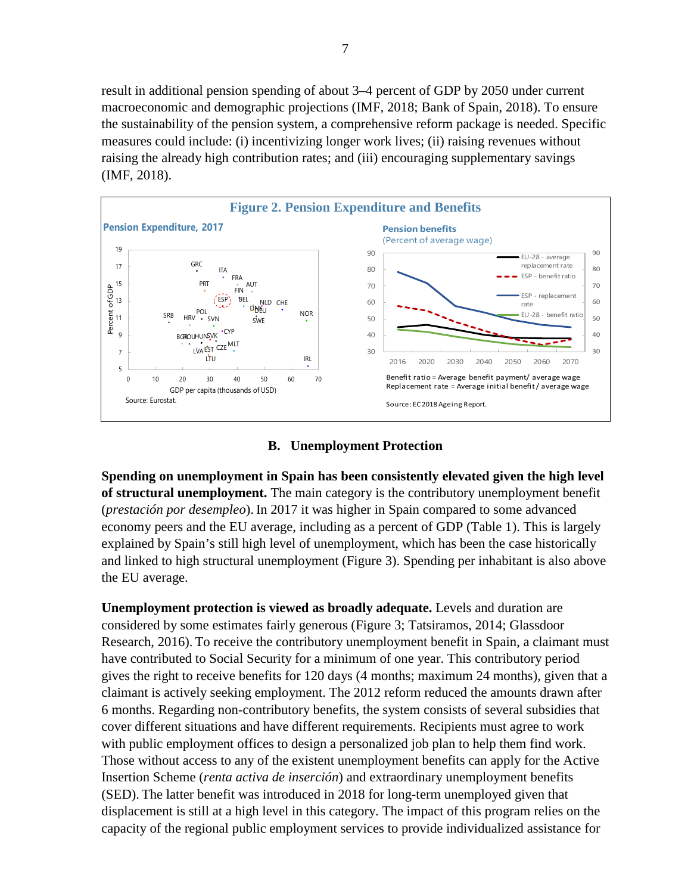result in additional pension spending of about 3–4 percent of GDP by 2050 under current macroeconomic and demographic projections (IMF, 2018; Bank of Spain, 2018). To ensure the sustainability of the pension system, a comprehensive reform package is needed. Specific measures could include: (i) incentivizing longer work lives; (ii) raising revenues without raising the already high contribution rates; and (iii) encouraging supplementary savings (IMF, 2018).

**Figure 2. Pension Expenditure and Benefits**

**Pension Expenditure, 2017**

Source: Eurostat.

**Pension benefits**
(Percent of average wage)

Benefit ratio = Average benefit payment/ average wage
Replacement rate = Average initial benefit / average wage

Source: EC 2018 Ageing Report.

### B. Unemployment Protection

**Spending on unemployment in Spain has been consistently elevated given the high level of structural unemployment.** The main category is the contributory unemployment benefit (*prestación por desempleo*). In 2017 it was higher in Spain compared to some advanced economy peers and the EU average, including as a percent of GDP (Table 1). This is largely explained by Spain's still high level of unemployment, which has been the case historically and linked to high structural unemployment (Figure 3). Spending per inhabitant is also above the EU average.

**Unemployment protection is viewed as broadly adequate.** Levels and duration are considered by some estimates fairly generous (Figure 3; Tatsiramos, 2014; Glassdoor Research, 2016). To receive the contributory unemployment benefit in Spain, a claimant must have contributed to Social Security for a minimum of one year. This contributory period gives the right to receive benefits for 120 days (4 months; maximum 24 months), given that a claimant is actively seeking employment. The 2012 reform reduced the amounts drawn after 6 months. Regarding non-contributory benefits, the system consists of several subsidies that cover different situations and have different requirements. Recipients must agree to work with public employment offices to design a personalized job plan to help them find work. Those without access to any of the existent unemployment benefits can apply for the Active Insertion Scheme (*renta activa de inserción*) and extraordinary unemployment benefits (SED). The latter benefit was introduced in 2018 for long-term unemployed given that displacement is still at a high level in this category. The impact of this program relies on the capacity of the regional public employment services to provide individualized assistance for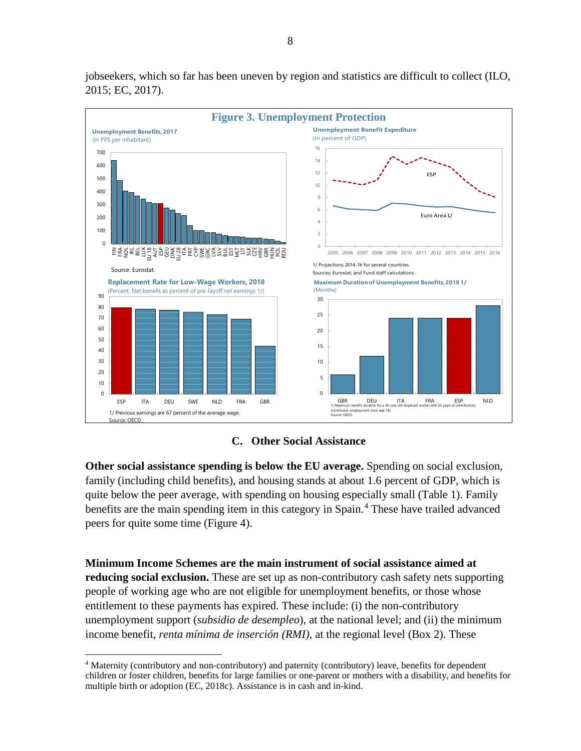jobseekers, which so far has been uneven by region and statistics are difficult to collect (ILO, 2015; EC, 2017).

**Figure 3. Unemployment Protection**

**Unemployment Benefits, 2017**
(In PPS per inhabitant)

Source: Eurostat.

**Unemployment Benefit Expediture**
(In percent of GDP)

1/ Projections 2014-16 for several countries.
Sources: Eurostat; and Fund staff calculations.

**Replacement Rate for Low-Wage Workers, 2018**
(Percent; Net benefit as percent of pre-layoff net earnings 1/)

1/ Previous earnings are 67 percent of the average wage.
Source: OECD.

**Maximum Duration of Unemployment Benefits, 2018 1/**
(Months)

1/ Maximum benefit duration for a 40-year old displaced worker with 22 years of contributions (continuous employment since age 18).
Source: OECD.

## C. Other Social Assistance

**Other social assistance spending is below the EU average.** Spending on social exclusion, family (including child benefits), and housing stands at about 1.6 percent of GDP, which is quite below the peer average, with spending on housing especially small (Table 1). Family benefits are the main spending item in this category in Spain.[4] These have trailed advanced peers for quite some time (Figure 4).

**Minimum Income Schemes are the main instrument of social assistance aimed at reducing social exclusion.** These are set up as non-contributory cash safety nets supporting people of working age who are not eligible for unemployment benefits, or those whose entitlement to these payments has expired. These include: (i) the non-contributory unemployment support (*subsidio de desempleo*), at the national level; and (ii) the minimum income benefit, *renta mínima de inserción (RMI)*, at the regional level (Box 2). These

[4] Maternity (contributory and non-contributory) and paternity (contributory) leave, benefits for dependent children or foster children, benefits for large families or one-parent or mothers with a disability, and benefits for multiple birth or adoption (EC, 2018c). Assistance is in cash and in-kind.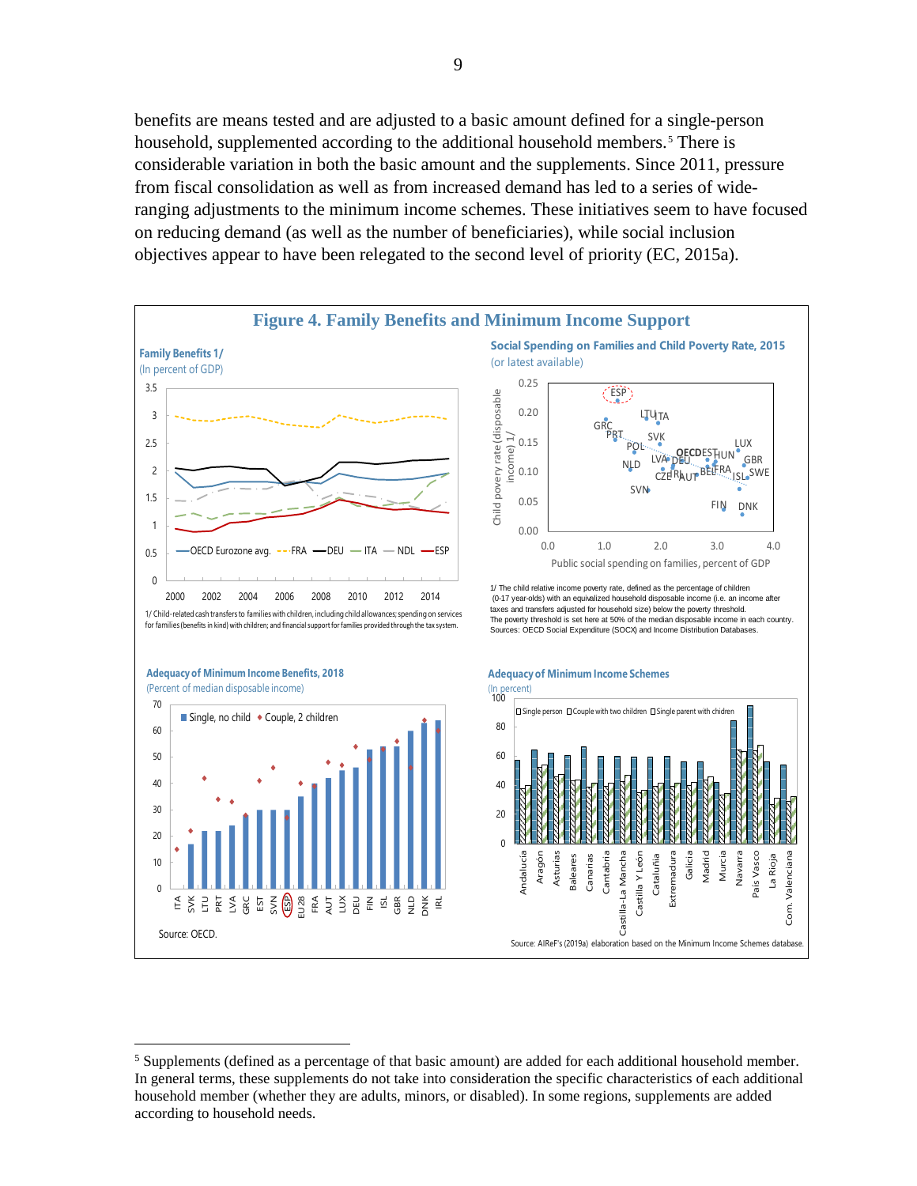benefits are means tested and are adjusted to a basic amount defined for a single-person household, supplemented according to the additional household members.[5] There is considerable variation in both the basic amount and the supplements. Since 2011, pressure from fiscal consolidation as well as from increased demand has led to a series of wide-ranging adjustments to the minimum income schemes. These initiatives seem to have focused on reducing demand (as well as the number of beneficiaries), while social inclusion objectives appear to have been relegated to the second level of priority (EC, 2015a).

**Figure 4. Family Benefits and Minimum Income Support**

**Family Benefits 1/**
(In percent of GDP)

1/ Child-related cash transfers to families with children, including child allowances; spending on services for families (benefits in kind) with children; and financial support for families provided through the tax system.

**Social Spending on Families and Child Poverty Rate, 2015**
(or latest available)

1/ The child relative income poverty rate, defined as the percentage of children (0-17 year-olds) with an equivalized household disposable income (i.e. an income after taxes and transfers adjusted for household size) below the poverty threshold. The poverty threshold is set here at 50% of the median disposable income in each country.
Sources: OECD Social Expenditure (SOCX) and Income Distribution Databases.

**Adequacy of Minimum Income Benefits, 2018**
(Percent of median disposable income)

Source: OECD.

**Adequacy of Minimum Income Schemes**
(In percent)

Source: AIReF's (2019a) elaboration based on the Minimum Income Schemes database.

---

[5] Supplements (defined as a percentage of that basic amount) are added for each additional household member. In general terms, these supplements do not take into consideration the specific characteristics of each additional household member (whether they are adults, minors, or disabled). In some regions, supplements are added according to household needs.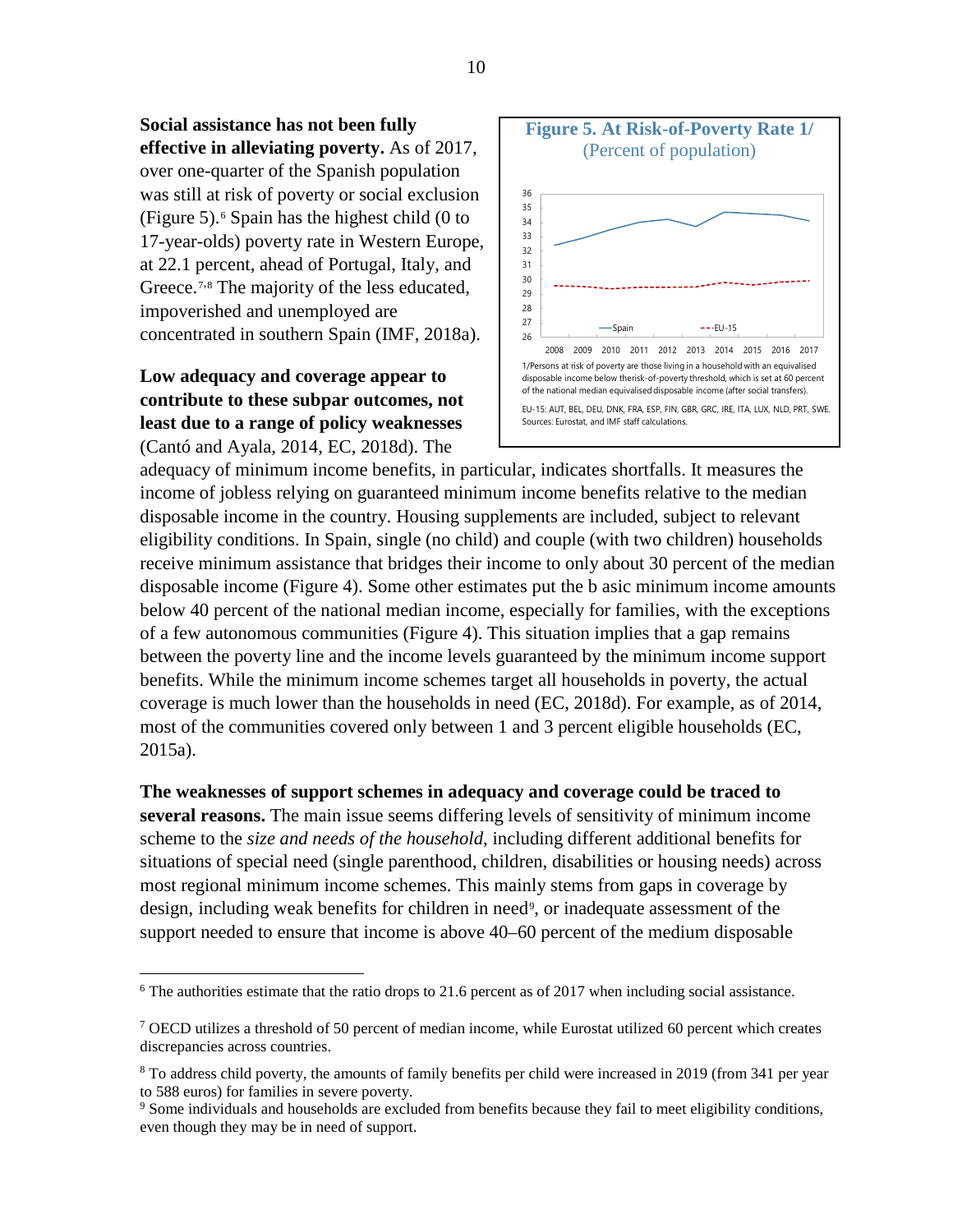**Social assistance has not been fully effective in alleviating poverty.** As of 2017, over one-quarter of the Spanish population was still at risk of poverty or social exclusion (Figure 5).[6] Spain has the highest child (0 to 17-year-olds) poverty rate in Western Europe, at 22.1 percent, ahead of Portugal, Italy, and Greece.[7,8] The majority of the less educated, impoverished and unemployed are concentrated in southern Spain (IMF, 2018a).

**Figure 5. At Risk-of-Poverty Rate 1/**
(Percent of population)

1/Persons at risk of poverty are those living in a household with an equivalised disposable income below therisk-of-poverty threshold, which is set at 60 percent of the national median equivalised disposable income (after social transfers).

EU-15: AUT, BEL, DEU, DNK, FRA, ESP, FIN, GBR, GRC, IRE, ITA, LUX, NLD, PRT, SWE.
Sources: Eurostat, and IMF staff calculations.

**Low adequacy and coverage appear to contribute to these subpar outcomes, not least due to a range of policy weaknesses** (Cantó and Ayala, 2014, EC, 2018d). The adequacy of minimum income benefits, in particular, indicates shortfalls. It measures the income of jobless relying on guaranteed minimum income benefits relative to the median disposable income in the country. Housing supplements are included, subject to relevant eligibility conditions. In Spain, single (no child) and couple (with two children) households receive minimum assistance that bridges their income to only about 30 percent of the median disposable income (Figure 4). Some other estimates put the b asic minimum income amounts below 40 percent of the national median income, especially for families, with the exceptions of a few autonomous communities (Figure 4). This situation implies that a gap remains between the poverty line and the income levels guaranteed by the minimum income support benefits. While the minimum income schemes target all households in poverty, the actual coverage is much lower than the households in need (EC, 2018d). For example, as of 2014, most of the communities covered only between 1 and 3 percent eligible households (EC, 2015a).

**The weaknesses of support schemes in adequacy and coverage could be traced to several reasons.** The main issue seems differing levels of sensitivity of minimum income scheme to the *size and needs of the household*, including different additional benefits for situations of special need (single parenthood, children, disabilities or housing needs) across most regional minimum income schemes. This mainly stems from gaps in coverage by design, including weak benefits for children in need[9], or inadequate assessment of the support needed to ensure that income is above 40–60 percent of the medium disposable

---

[6] The authorities estimate that the ratio drops to 21.6 percent as of 2017 when including social assistance.

[7] OECD utilizes a threshold of 50 percent of median income, while Eurostat utilized 60 percent which creates discrepancies across countries.

[8] To address child poverty, the amounts of family benefits per child were increased in 2019 (from 341 per year to 588 euros) for families in severe poverty.

[9] Some individuals and households are excluded from benefits because they fail to meet eligibility conditions, even though they may be in need of support.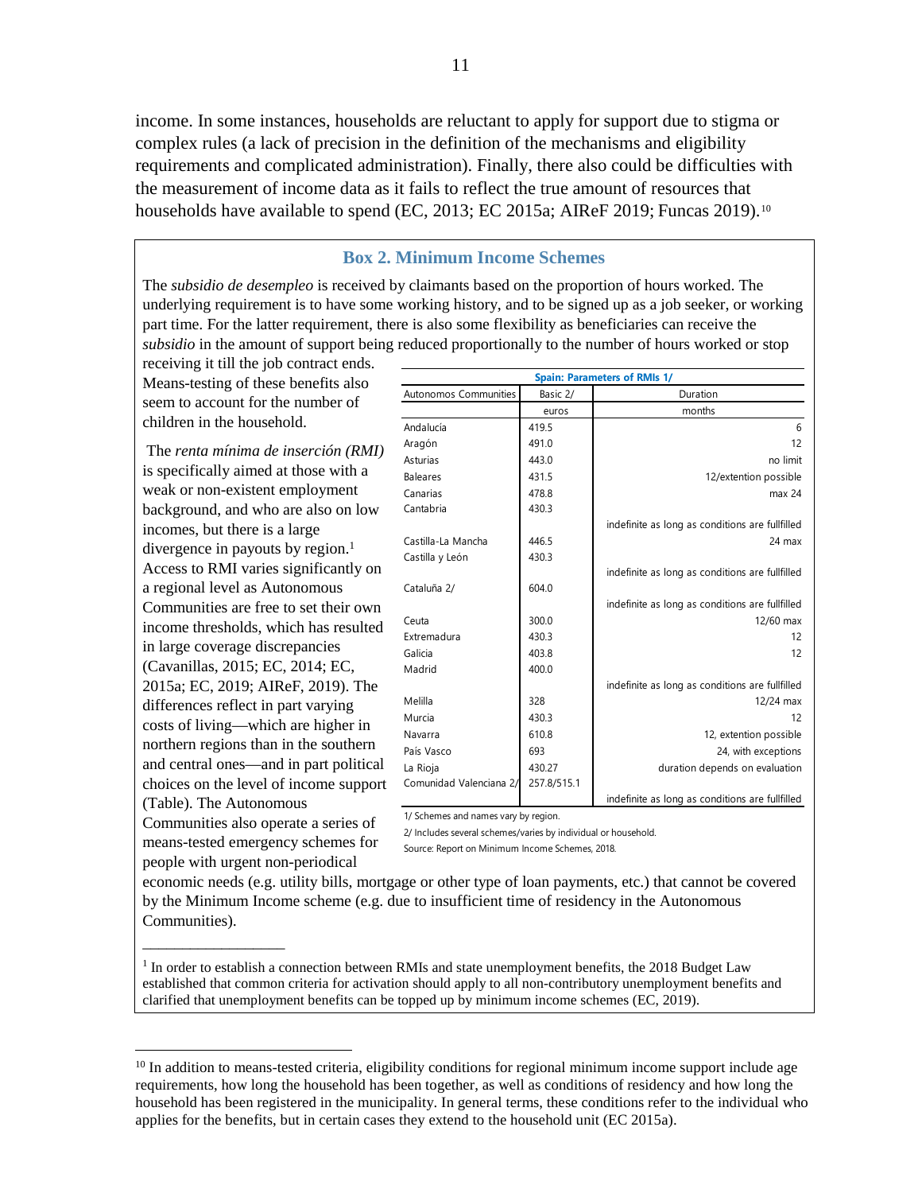income. In some instances, households are reluctant to apply for support due to stigma or complex rules (a lack of precision in the definition of the mechanisms and eligibility requirements and complicated administration). Finally, there also could be difficulties with the measurement of income data as it fails to reflect the true amount of resources that households have available to spend (EC, 2013; EC 2015a; AIReF 2019; Funcas 2019).[10]

### Box 2. Minimum Income Schemes

The *subsidio de desempleo* is received by claimants based on the proportion of hours worked. The underlying requirement is to have some working history, and to be signed up as a job seeker, or working part time. For the latter requirement, there is also some flexibility as beneficiaries can receive the *subsidio* in the amount of support being reduced proportionally to the number of hours worked or stop receiving it till the job contract ends. Means-testing of these benefits also seem to account for the number of children in the household.

The *renta mínima de inserción (RMI)* is specifically aimed at those with a weak or non-existent employment background, and who are also on low incomes, but there is a large divergence in payouts by region.[1] Access to RMI varies significantly on a regional level as Autonomous Communities are free to set their own income thresholds, which has resulted in large coverage discrepancies (Cavanillas, 2015; EC, 2014; EC, 2015a; EC, 2019; AIReF, 2019). The differences reflect in part varying costs of living—which are higher in northern regions than in the southern and central ones—and in part political choices on the level of income support (Table). The Autonomous Communities also operate a series of means-tested emergency schemes for people with urgent non-periodical economic needs (e.g. utility bills, mortgage or other type of loan payments, etc.) that cannot be covered by the Minimum Income scheme (e.g. due to insufficient time of residency in the Autonomous Communities).

**Spain: Parameters of RMIs 1/**

| Autonomos Communities | Basic 2/ | Duration |
|---|---|---|
| | euros | months |
| Andalucía | 419.5 | 6 |
| Aragón | 491.0 | 12 |
| Asturias | 443.0 | no limit |
| Baleares | 431.5 | 12/extention possible |
| Canarias | 478.8 | max 24 |
| Cantabria | 430.3 | indefinite as long as conditions are fullfilled |
| Castilla-La Mancha | 446.5 | 24 max |
| Castilla y León | 430.3 | indefinite as long as conditions are fullfilled |
| Cataluña 2/ | 604.0 | indefinite as long as conditions are fullfilled |
| Ceuta | 300.0 | 12/60 max |
| Extremadura | 430.3 | 12 |
| Galicia | 403.8 | 12 |
| Madrid | 400.0 | indefinite as long as conditions are fullfilled |
| Melilla | 328 | 12/24 max |
| Murcia | 430.3 | 12 |
| Navarra | 610.8 | 12, extention possible |
| País Vasco | 693 | 24, with exceptions |
| La Rioja | 430.27 | duration depends on evaluation |
| Comunidad Valenciana 2/ | 257.8/515.1 | indefinite as long as conditions are fullfilled |

1/ Schemes and names vary by region.
2/ Includes several schemes/varies by individual or household.
Source: Report on Minimum Income Schemes, 2018.

[1] In order to establish a connection between RMIs and state unemployment benefits, the 2018 Budget Law established that common criteria for activation should apply to all non-contributory unemployment benefits and clarified that unemployment benefits can be topped up by minimum income schemes (EC, 2019).

[10] In addition to means-tested criteria, eligibility conditions for regional minimum income support include age requirements, how long the household has been together, as well as conditions of residency and how long the household has been registered in the municipality. In general terms, these conditions refer to the individual who applies for the benefits, but in certain cases they extend to the household unit (EC 2015a).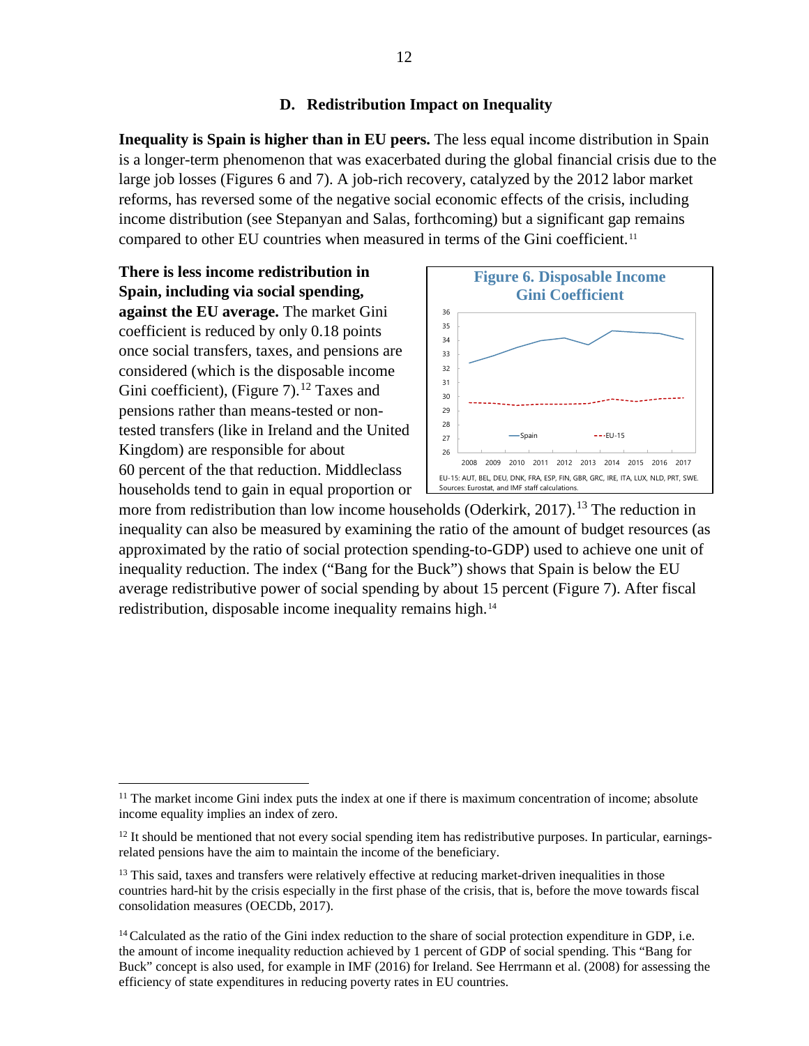### D. Redistribution Impact on Inequality

**Inequality is Spain is higher than in EU peers.** The less equal income distribution in Spain is a longer-term phenomenon that was exacerbated during the global financial crisis due to the large job losses (Figures 6 and 7). A job-rich recovery, catalyzed by the 2012 labor market reforms, has reversed some of the negative social economic effects of the crisis, including income distribution (see Stepanyan and Salas, forthcoming) but a significant gap remains compared to other EU countries when measured in terms of the Gini coefficient.[11]

**There is less income redistribution in Spain, including via social spending, against the EU average.** The market Gini coefficient is reduced by only 0.18 points once social transfers, taxes, and pensions are considered (which is the disposable income Gini coefficient), (Figure 7).[12] Taxes and pensions rather than means-tested or non-tested transfers (like in Ireland and the United Kingdom) are responsible for about 60 percent of the that reduction. Middleclass households tend to gain in equal proportion or more from redistribution than low income households (Oderkirk, 2017).[13] The reduction in inequality can also be measured by examining the ratio of the amount of budget resources (as approximated by the ratio of social protection spending-to-GDP) used to achieve one unit of inequality reduction. The index ("Bang for the Buck") shows that Spain is below the EU average redistributive power of social spending by about 15 percent (Figure 7). After fiscal redistribution, disposable income inequality remains high.[14]

**Figure 6. Disposable Income Gini Coefficient**

EU-15: AUT, BEL, DEU, DNK, FRA, ESP, FIN, GBR, GRC, IRE, ITA, LUX, NLD, PRT, SWE.
Sources: Eurostat, and IMF staff calculations.

---

[11] The market income Gini index puts the index at one if there is maximum concentration of income; absolute income equality implies an index of zero.

[12] It should be mentioned that not every social spending item has redistributive purposes. In particular, earnings-related pensions have the aim to maintain the income of the beneficiary.

[13] This said, taxes and transfers were relatively effective at reducing market-driven inequalities in those countries hard-hit by the crisis especially in the first phase of the crisis, that is, before the move towards fiscal consolidation measures (OECDb, 2017).

[14] Calculated as the ratio of the Gini index reduction to the share of social protection expenditure in GDP, i.e. the amount of income inequality reduction achieved by 1 percent of GDP of social spending. This "Bang for Buck" concept is also used, for example in IMF (2016) for Ireland. See Herrmann et al. (2008) for assessing the efficiency of state expenditures in reducing poverty rates in EU countries.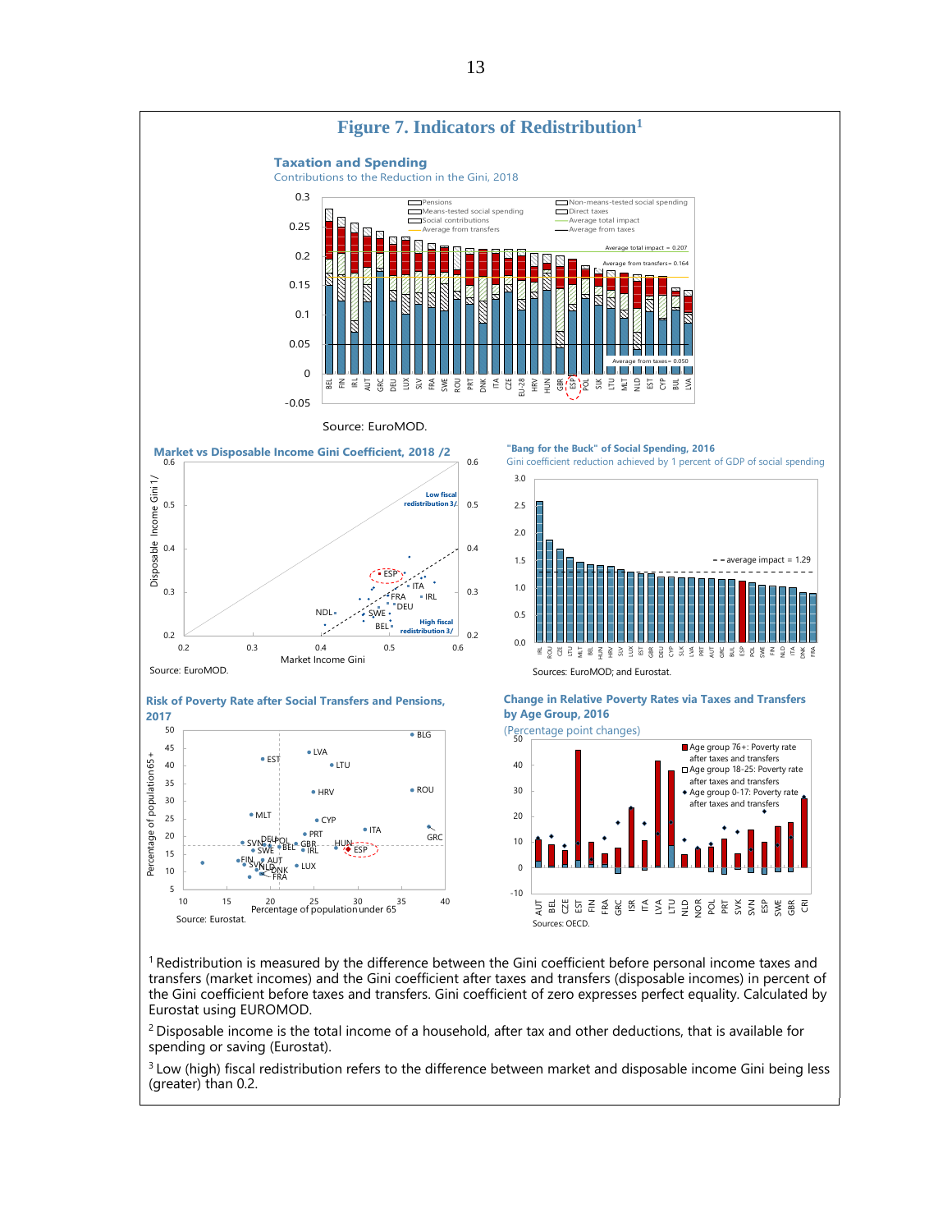# Figure 7. Indicators of Redistribution[1]

### Taxation and Spending

Contributions to the Reduction in the Gini, 2018

Source: EuroMOD.

### Market vs Disposable Income Gini Coefficient, 2018 /2

Source: EuroMOD.

### "Bang for the Buck" of Social Spending, 2016

Gini coefficient reduction achieved by 1 percent of GDP of social spending

Sources: EuroMOD; and Eurostat.

### Risk of Poverty Rate after Social Transfers and Pensions, 2017

Source: Eurostat.

### Change in Relative Poverty Rates via Taxes and Transfers by Age Group, 2016

(Percentage point changes)

Sources: OECD.

[1] Redistribution is measured by the difference between the Gini coefficient before personal income taxes and transfers (market incomes) and the Gini coefficient after taxes and transfers (disposable incomes) in percent of the Gini coefficient before taxes and transfers. Gini coefficient of zero expresses perfect equality. Calculated by Eurostat using EUROMOD.

[2] Disposable income is the total income of a household, after tax and other deductions, that is available for spending or saving (Eurostat).

[3] Low (high) fiscal redistribution refers to the difference between market and disposable income Gini being less (greater) than 0.2.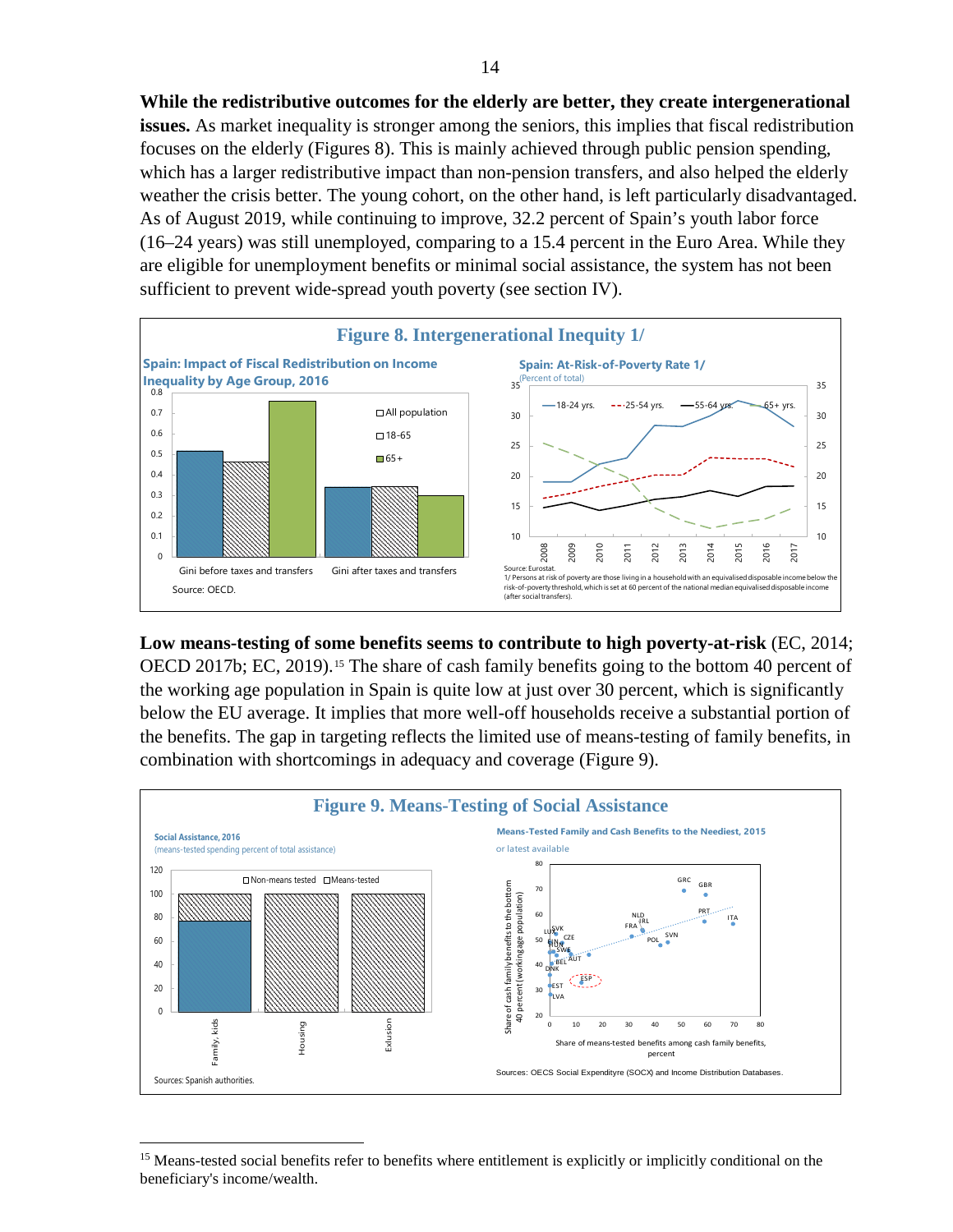**While the redistributive outcomes for the elderly are better, they create intergenerational issues.** As market inequality is stronger among the seniors, this implies that fiscal redistribution focuses on the elderly (Figures 8). This is mainly achieved through public pension spending, which has a larger redistributive impact than non-pension transfers, and also helped the elderly weather the crisis better. The young cohort, on the other hand, is left particularly disadvantaged. As of August 2019, while continuing to improve, 32.2 percent of Spain's youth labor force (16–24 years) was still unemployed, comparing to a 15.4 percent in the Euro Area. While they are eligible for unemployment benefits or minimal social assistance, the system has not been sufficient to prevent wide-spread youth poverty (see section IV).

## Figure 8. Intergenerational Inequity 1/

**Spain: Impact of Fiscal Redistribution on Income Inequality by Age Group, 2016**

Source: OECD.

**Spain: At-Risk-of-Poverty Rate 1/**

(Percent of total)

Source: Eurostat.

1/ Persons at risk of poverty are those living in a household with an equivalised disposable income below the risk-of-poverty threshold, which is set at 60 percent of the national median equivalised disposable income (after social transfers).

**Low means-testing of some benefits seems to contribute to high poverty-at-risk** (EC, 2014; OECD 2017b; EC, 2019).[15] The share of cash family benefits going to the bottom 40 percent of the working age population in Spain is quite low at just over 30 percent, which is significantly below the EU average. It implies that more well-off households receive a substantial portion of the benefits. The gap in targeting reflects the limited use of means-testing of family benefits, in combination with shortcomings in adequacy and coverage (Figure 9).

## Figure 9. Means-Testing of Social Assistance

**Social Assistance, 2016**

(means-tested spending percent of total assistance)

Sources: Spanish authorities.

**Means-Tested Family and Cash Benefits to the Neediest, 2015**

or latest available

Sources: OECS Social Expenditure (SOCX) and Income Distribution Databases.

[15] Means-tested social benefits refer to benefits where entitlement is explicitly or implicitly conditional on the beneficiary's income/wealth.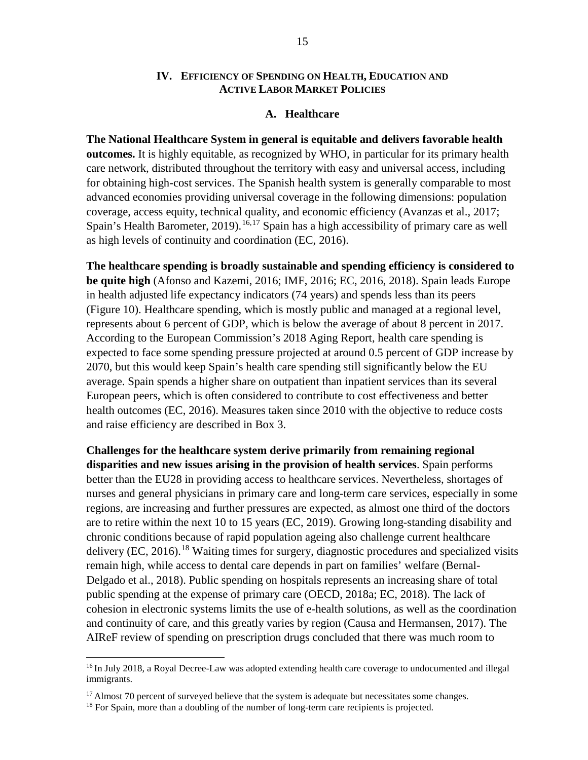## IV. Efficiency of Spending on Health, Education and Active Labor Market Policies

### A. Healthcare

**The National Healthcare System in general is equitable and delivers favorable health outcomes.** It is highly equitable, as recognized by WHO, in particular for its primary health care network, distributed throughout the territory with easy and universal access, including for obtaining high-cost services. The Spanish health system is generally comparable to most advanced economies providing universal coverage in the following dimensions: population coverage, access equity, technical quality, and economic efficiency (Avanzas et al., 2017; Spain's Health Barometer, 2019).[16,17] Spain has a high accessibility of primary care as well as high levels of continuity and coordination (EC, 2016).

**The healthcare spending is broadly sustainable and spending efficiency is considered to be quite high** (Afonso and Kazemi, 2016; IMF, 2016; EC, 2016, 2018). Spain leads Europe in health adjusted life expectancy indicators (74 years) and spends less than its peers (Figure 10). Healthcare spending, which is mostly public and managed at a regional level, represents about 6 percent of GDP, which is below the average of about 8 percent in 2017. According to the European Commission's 2018 Aging Report, health care spending is expected to face some spending pressure projected at around 0.5 percent of GDP increase by 2070, but this would keep Spain's health care spending still significantly below the EU average. Spain spends a higher share on outpatient than inpatient services than its several European peers, which is often considered to contribute to cost effectiveness and better health outcomes (EC, 2016). Measures taken since 2010 with the objective to reduce costs and raise efficiency are described in Box 3.

**Challenges for the healthcare system derive primarily from remaining regional disparities and new issues arising in the provision of health services**. Spain performs better than the EU28 in providing access to healthcare services. Nevertheless, shortages of nurses and general physicians in primary care and long-term care services, especially in some regions, are increasing and further pressures are expected, as almost one third of the doctors are to retire within the next 10 to 15 years (EC, 2019). Growing long-standing disability and chronic conditions because of rapid population ageing also challenge current healthcare delivery (EC, 2016).[18] Waiting times for surgery, diagnostic procedures and specialized visits remain high, while access to dental care depends in part on families' welfare (Bernal-Delgado et al., 2018). Public spending on hospitals represents an increasing share of total public spending at the expense of primary care (OECD, 2018a; EC, 2018). The lack of cohesion in electronic systems limits the use of e-health solutions, as well as the coordination and continuity of care, and this greatly varies by region (Causa and Hermansen, 2017). The AIReF review of spending on prescription drugs concluded that there was much room to

---

[16] In July 2018, a Royal Decree-Law was adopted extending health care coverage to undocumented and illegal immigrants.

[17] Almost 70 percent of surveyed believe that the system is adequate but necessitates some changes.

[18] For Spain, more than a doubling of the number of long-term care recipients is projected.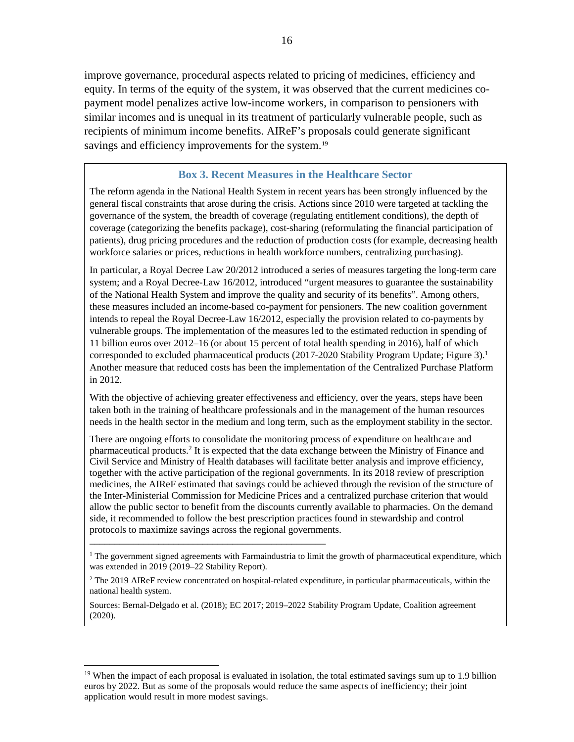improve governance, procedural aspects related to pricing of medicines, efficiency and equity. In terms of the equity of the system, it was observed that the current medicines co-payment model penalizes active low-income workers, in comparison to pensioners with similar incomes and is unequal in its treatment of particularly vulnerable people, such as recipients of minimum income benefits. AIReF's proposals could generate significant savings and efficiency improvements for the system.[19]

### Box 3. Recent Measures in the Healthcare Sector

The reform agenda in the National Health System in recent years has been strongly influenced by the general fiscal constraints that arose during the crisis. Actions since 2010 were targeted at tackling the governance of the system, the breadth of coverage (regulating entitlement conditions), the depth of coverage (categorizing the benefits package), cost-sharing (reformulating the financial participation of patients), drug pricing procedures and the reduction of production costs (for example, decreasing health workforce salaries or prices, reductions in health workforce numbers, centralizing purchasing).

In particular, a Royal Decree Law 20/2012 introduced a series of measures targeting the long-term care system; and a Royal Decree-Law 16/2012, introduced "urgent measures to guarantee the sustainability of the National Health System and improve the quality and security of its benefits". Among others, these measures included an income-based co-payment for pensioners. The new coalition government intends to repeal the Royal Decree-Law 16/2012, especially the provision related to co-payments by vulnerable groups. The implementation of the measures led to the estimated reduction in spending of 11 billion euros over 2012–16 (or about 15 percent of total health spending in 2016), half of which corresponded to excluded pharmaceutical products (2017-2020 Stability Program Update; Figure 3).[1] Another measure that reduced costs has been the implementation of the Centralized Purchase Platform in 2012.

With the objective of achieving greater effectiveness and efficiency, over the years, steps have been taken both in the training of healthcare professionals and in the management of the human resources needs in the health sector in the medium and long term, such as the employment stability in the sector.

There are ongoing efforts to consolidate the monitoring process of expenditure on healthcare and pharmaceutical products.[2] It is expected that the data exchange between the Ministry of Finance and Civil Service and Ministry of Health databases will facilitate better analysis and improve efficiency, together with the active participation of the regional governments. In its 2018 review of prescription medicines, the AIReF estimated that savings could be achieved through the revision of the structure of the Inter-Ministerial Commission for Medicine Prices and a centralized purchase criterion that would allow the public sector to benefit from the discounts currently available to pharmacies. On the demand side, it recommended to follow the best prescription practices found in stewardship and control protocols to maximize savings across the regional governments.

---

[1] The government signed agreements with Farmaindustria to limit the growth of pharmaceutical expenditure, which was extended in 2019 (2019–22 Stability Report).

[2] The 2019 AIReF review concentrated on hospital-related expenditure, in particular pharmaceuticals, within the national health system.

Sources: Bernal-Delgado et al. (2018); EC 2017; 2019–2022 Stability Program Update, Coalition agreement (2020).

---

[19] When the impact of each proposal is evaluated in isolation, the total estimated savings sum up to 1.9 billion euros by 2022. But as some of the proposals would reduce the same aspects of inefficiency; their joint application would result in more modest savings.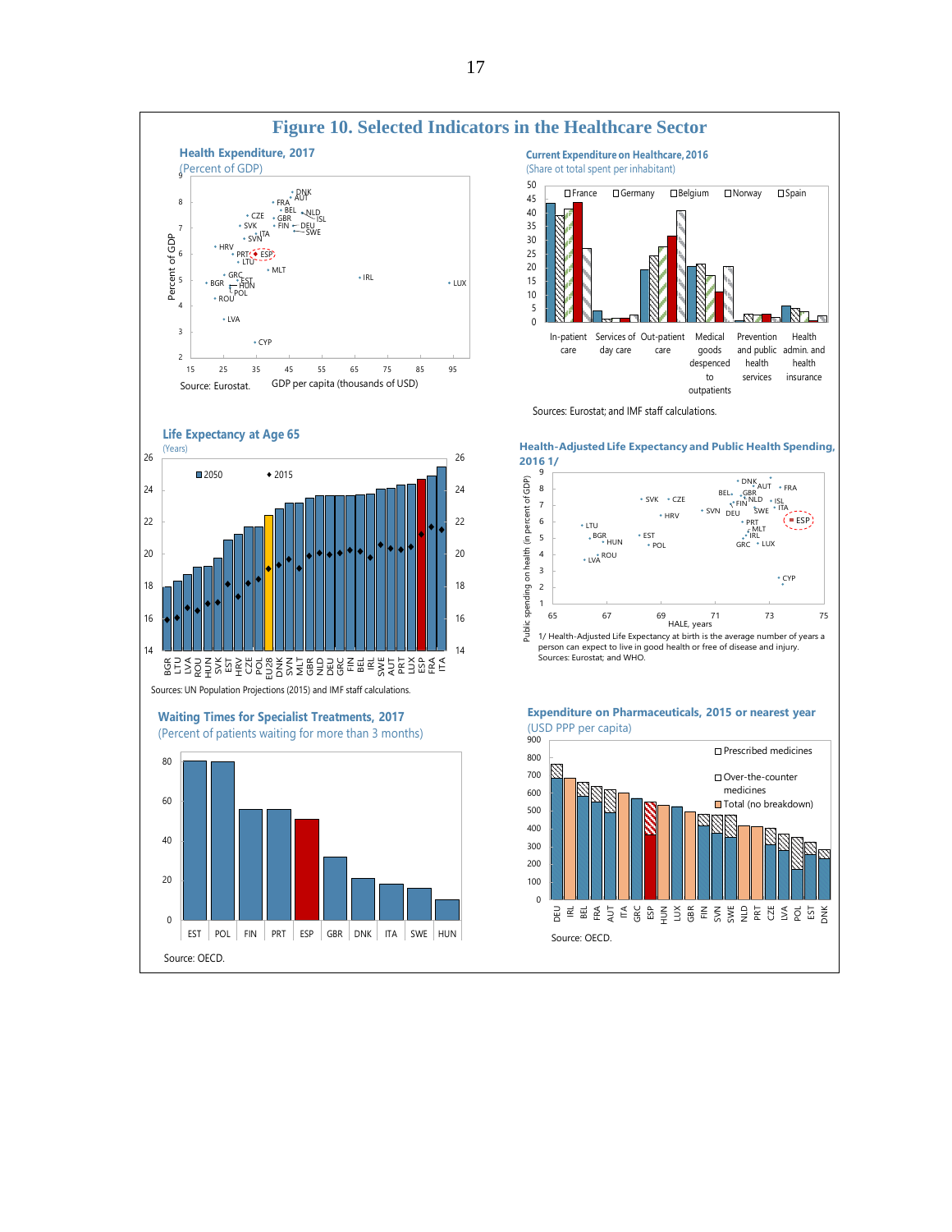# Figure 10. Selected Indicators in the Healthcare Sector

**Health Expenditure, 2017**
(Percent of GDP)

Source: Eurostat.

**Current Expenditure on Healthcare, 2016**
(Share ot total spent per inhabitant)

Sources: Eurostat; and IMF staff calculations.

**Life Expectancy at Age 65**
(Years)

Sources: UN Population Projections (2015) and IMF staff calculations.

**Health-Adjusted Life Expectancy and Public Health Spending, 2016 1/**

1/ Health-Adjusted Life Expectancy at birth is the average number of years a person can expect to live in good health or free of disease and injury.
Sources: Eurostat; and WHO.

**Waiting Times for Specialist Treatments, 2017**
(Percent of patients waiting for more than 3 months)

Source: OECD.

**Expenditure on Pharmaceuticals, 2015 or nearest year**
(USD PPP per capita)

Source: OECD.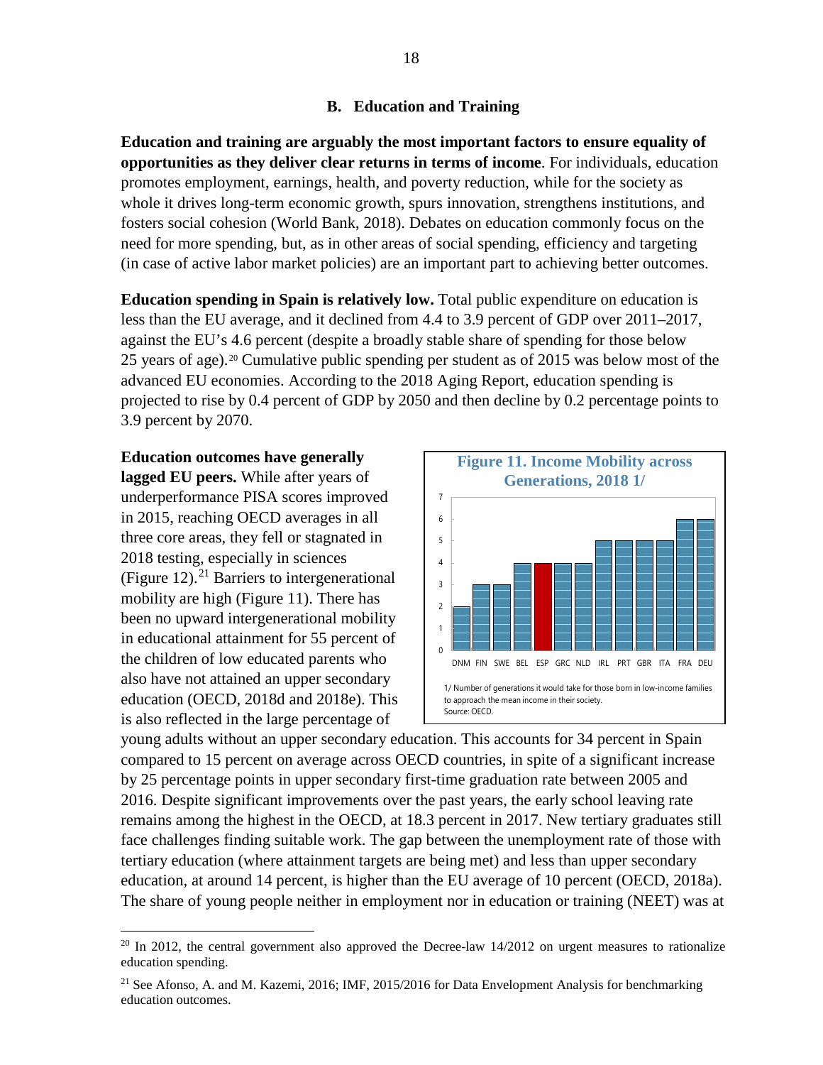### B. Education and Training

**Education and training are arguably the most important factors to ensure equality of opportunities as they deliver clear returns in terms of income**. For individuals, education promotes employment, earnings, health, and poverty reduction, while for the society as whole it drives long-term economic growth, spurs innovation, strengthens institutions, and fosters social cohesion (World Bank, 2018). Debates on education commonly focus on the need for more spending, but, as in other areas of social spending, efficiency and targeting (in case of active labor market policies) are an important part to achieving better outcomes.

**Education spending in Spain is relatively low.** Total public expenditure on education is less than the EU average, and it declined from 4.4 to 3.9 percent of GDP over 2011–2017, against the EU's 4.6 percent (despite a broadly stable share of spending for those below 25 years of age).[20] Cumulative public spending per student as of 2015 was below most of the advanced EU economies. According to the 2018 Aging Report, education spending is projected to rise by 0.4 percent of GDP by 2050 and then decline by 0.2 percentage points to 3.9 percent by 2070.

**Education outcomes have generally lagged EU peers.** While after years of underperformance PISA scores improved in 2015, reaching OECD averages in all three core areas, they fell or stagnated in 2018 testing, especially in sciences (Figure 12).[21] Barriers to intergenerational mobility are high (Figure 11). There has been no upward intergenerational mobility in educational attainment for 55 percent of the children of low educated parents who also have not attained an upper secondary education (OECD, 2018d and 2018e). This is also reflected in the large percentage of young adults without an upper secondary education. This accounts for 34 percent in Spain compared to 15 percent on average across OECD countries, in spite of a significant increase by 25 percentage points in upper secondary first-time graduation rate between 2005 and 2016. Despite significant improvements over the past years, the early school leaving rate remains among the highest in the OECD, at 18.3 percent in 2017. New tertiary graduates still face challenges finding suitable work. The gap between the unemployment rate of those with tertiary education (where attainment targets are being met) and less than upper secondary education, at around 14 percent, is higher than the EU average of 10 percent (OECD, 2018a). The share of young people neither in employment nor in education or training (NEET) was at

**Figure 11. Income Mobility across Generations, 2018 1/**

| DNM | FIN | SWE | BEL | ESP | GRC | NLD | IRL | PRT | GBR | ITA | FRA | DEU |
|---|---|---|---|---|---|---|---|---|---|---|---|---|
| 2 | 3 | 3 | 4 | 4 | 4 | 4 | 5 | 5 | 5 | 5 | 6 | 6 |

1/ Number of generations it would take for those born in low-income families to approach the mean income in their society.
Source: OECD.

---

[20] In 2012, the central government also approved the Decree-law 14/2012 on urgent measures to rationalize education spending.

[21] See Afonso, A. and M. Kazemi, 2016; IMF, 2015/2016 for Data Envelopment Analysis for benchmarking education outcomes.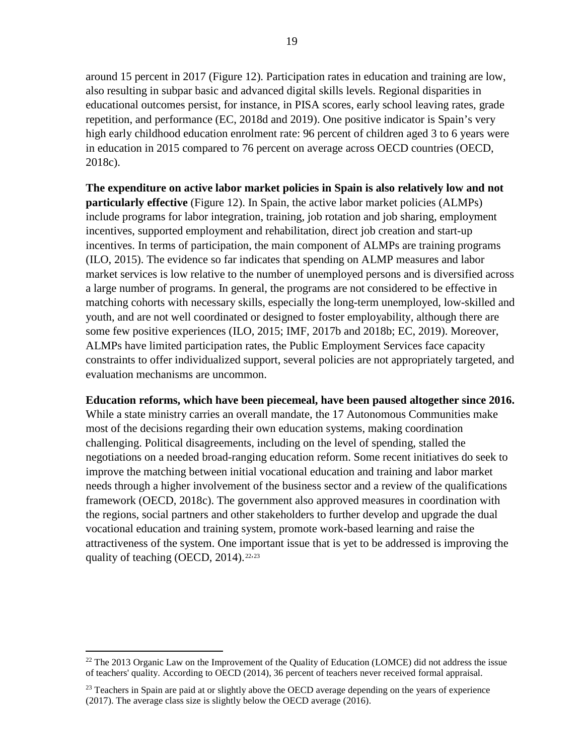around 15 percent in 2017 (Figure 12). Participation rates in education and training are low, also resulting in subpar basic and advanced digital skills levels. Regional disparities in educational outcomes persist, for instance, in PISA scores, early school leaving rates, grade repetition, and performance (EC, 2018d and 2019). One positive indicator is Spain's very high early childhood education enrolment rate: 96 percent of children aged 3 to 6 years were in education in 2015 compared to 76 percent on average across OECD countries (OECD, 2018c).

**The expenditure on active labor market policies in Spain is also relatively low and not particularly effective** (Figure 12). In Spain, the active labor market policies (ALMPs) include programs for labor integration, training, job rotation and job sharing, employment incentives, supported employment and rehabilitation, direct job creation and start-up incentives. In terms of participation, the main component of ALMPs are training programs (ILO, 2015). The evidence so far indicates that spending on ALMP measures and labor market services is low relative to the number of unemployed persons and is diversified across a large number of programs. In general, the programs are not considered to be effective in matching cohorts with necessary skills, especially the long-term unemployed, low-skilled and youth, and are not well coordinated or designed to foster employability, although there are some few positive experiences (ILO, 2015; IMF, 2017b and 2018b; EC, 2019). Moreover, ALMPs have limited participation rates, the Public Employment Services face capacity constraints to offer individualized support, several policies are not appropriately targeted, and evaluation mechanisms are uncommon.

**Education reforms, which have been piecemeal, have been paused altogether since 2016.** While a state ministry carries an overall mandate, the 17 Autonomous Communities make most of the decisions regarding their own education systems, making coordination challenging. Political disagreements, including on the level of spending, stalled the negotiations on a needed broad-ranging education reform. Some recent initiatives do seek to improve the matching between initial vocational education and training and labor market needs through a higher involvement of the business sector and a review of the qualifications framework (OECD, 2018c). The government also approved measures in coordination with the regions, social partners and other stakeholders to further develop and upgrade the dual vocational education and training system, promote work-based learning and raise the attractiveness of the system. One important issue that is yet to be addressed is improving the quality of teaching (OECD, 2014).[22,23]

---

[22] The 2013 Organic Law on the Improvement of the Quality of Education (LOMCE) did not address the issue of teachers' quality. According to OECD (2014), 36 percent of teachers never received formal appraisal.

[23] Teachers in Spain are paid at or slightly above the OECD average depending on the years of experience (2017). The average class size is slightly below the OECD average (2016).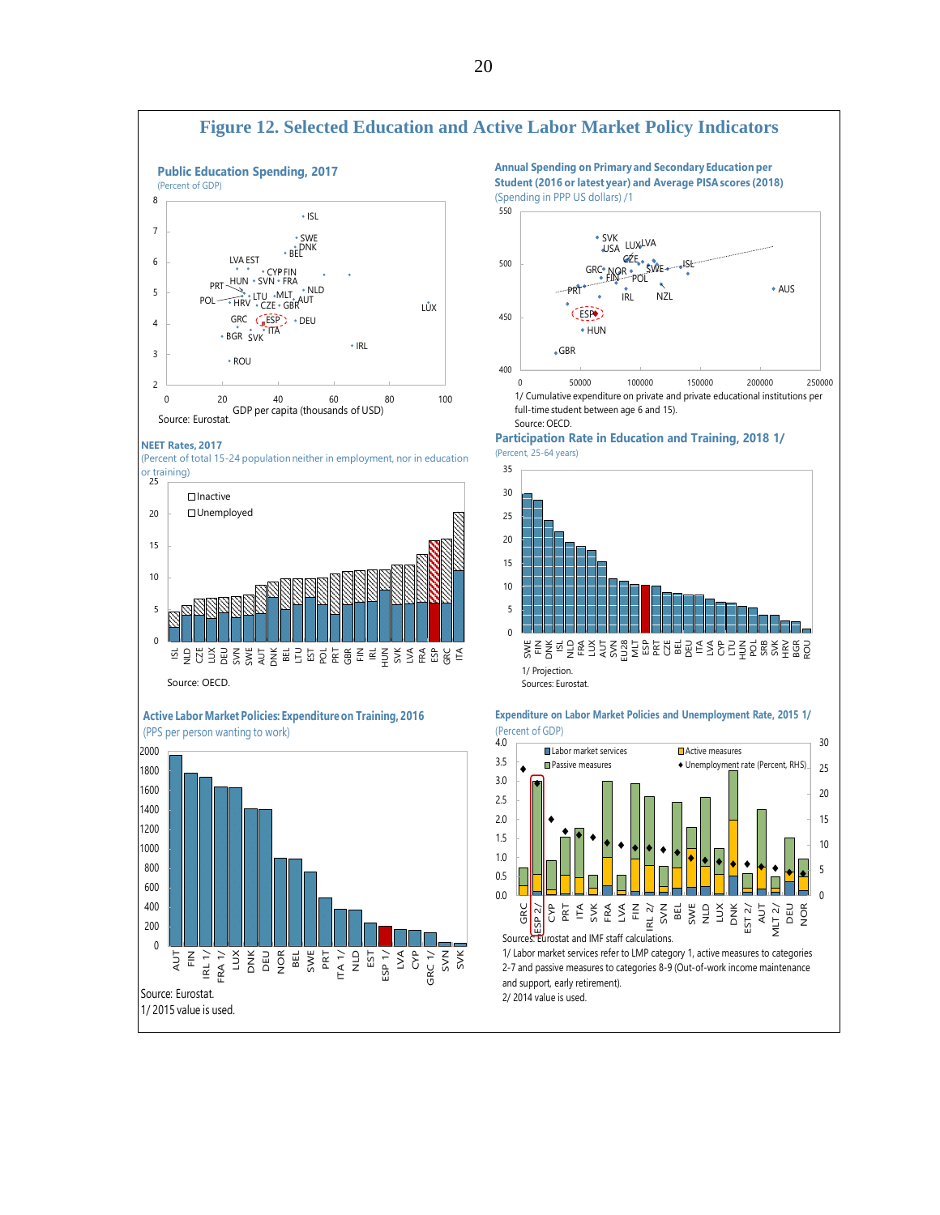# Figure 12. Selected Education and Active Labor Market Policy Indicators

**Public Education Spending, 2017**
(Percent of GDP)

Source: Eurostat.

GDP per capita (thousands of USD)

**Annual Spending on Primary and Secondary Education per Student (2016 or latest year) and Average PISA scores (2018)**
(Spending in PPP US dollars) /1

1/ Cumulative expenditure on private and private educational institutions per full-time student between age 6 and 15).
Source: OECD.

**NEET Rates, 2017**
(Percent of total 15-24 population neither in employment, nor in education or training)

Inactive
Unemployed

Source: OECD.

**Participation Rate in Education and Training, 2018 1/**
(Percent, 25-64 years)

1/ Projection.
Sources: Eurostat.

**Active Labor Market Policies: Expenditure on Training, 2016**
(PPS per person wanting to work)

Source: Eurostat.
1/ 2015 value is used.

**Expenditure on Labor Market Policies and Unemployment Rate, 2015 1/**
(Percent of GDP)

Labor market services
Active measures
Passive measures
Unemployment rate (Percent, RHS)

Sources: Eurostat and IMF staff calculations.
1/ Labor market services refer to LMP category 1, active measures to categories 2-7 and passive measures to categories 8-9 (Out-of-work income maintenance and support, early retirement).
2/ 2014 value is used.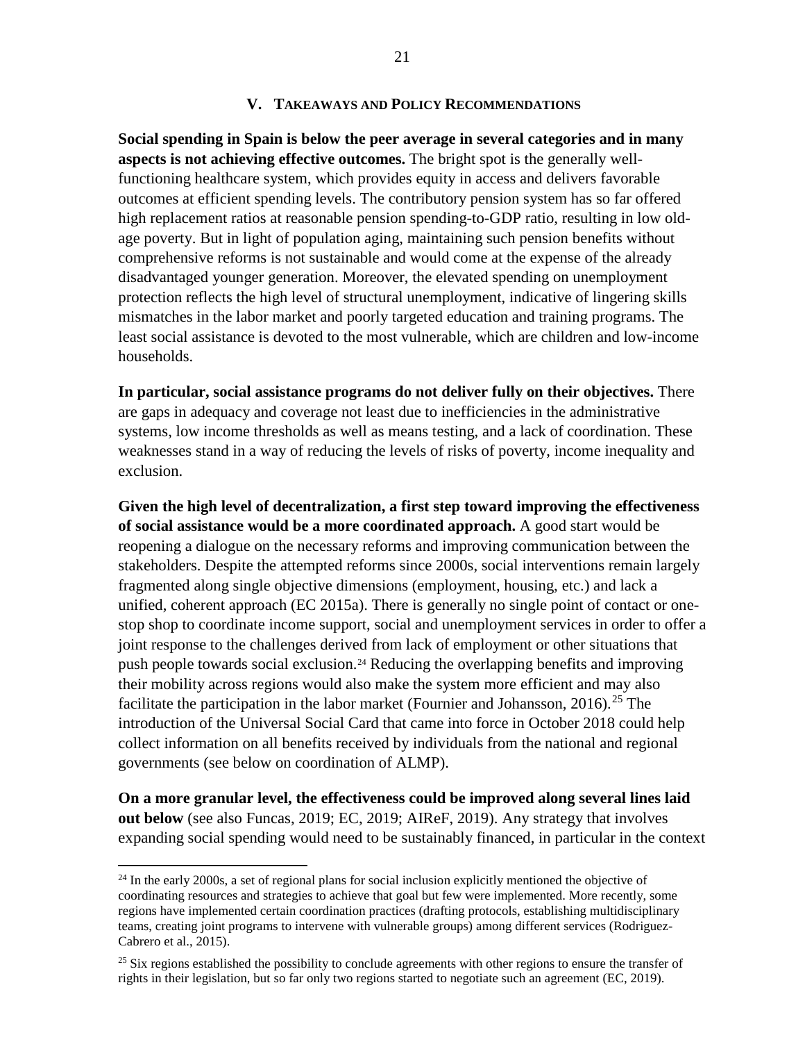## V. TAKEAWAYS AND POLICY RECOMMENDATIONS

**Social spending in Spain is below the peer average in several categories and in many aspects is not achieving effective outcomes.** The bright spot is the generally well-functioning healthcare system, which provides equity in access and delivers favorable outcomes at efficient spending levels. The contributory pension system has so far offered high replacement ratios at reasonable pension spending-to-GDP ratio, resulting in low old-age poverty. But in light of population aging, maintaining such pension benefits without comprehensive reforms is not sustainable and would come at the expense of the already disadvantaged younger generation. Moreover, the elevated spending on unemployment protection reflects the high level of structural unemployment, indicative of lingering skills mismatches in the labor market and poorly targeted education and training programs. The least social assistance is devoted to the most vulnerable, which are children and low-income households.

**In particular, social assistance programs do not deliver fully on their objectives.** There are gaps in adequacy and coverage not least due to inefficiencies in the administrative systems, low income thresholds as well as means testing, and a lack of coordination. These weaknesses stand in a way of reducing the levels of risks of poverty, income inequality and exclusion.

**Given the high level of decentralization, a first step toward improving the effectiveness of social assistance would be a more coordinated approach.** A good start would be reopening a dialogue on the necessary reforms and improving communication between the stakeholders. Despite the attempted reforms since 2000s, social interventions remain largely fragmented along single objective dimensions (employment, housing, etc.) and lack a unified, coherent approach (EC 2015a). There is generally no single point of contact or one-stop shop to coordinate income support, social and unemployment services in order to offer a joint response to the challenges derived from lack of employment or other situations that push people towards social exclusion.[24] Reducing the overlapping benefits and improving their mobility across regions would also make the system more efficient and may also facilitate the participation in the labor market (Fournier and Johansson, 2016).[25] The introduction of the Universal Social Card that came into force in October 2018 could help collect information on all benefits received by individuals from the national and regional governments (see below on coordination of ALMP).

**On a more granular level, the effectiveness could be improved along several lines laid out below** (see also Funcas, 2019; EC, 2019; AIReF, 2019). Any strategy that involves expanding social spending would need to be sustainably financed, in particular in the context

---

[24] In the early 2000s, a set of regional plans for social inclusion explicitly mentioned the objective of coordinating resources and strategies to achieve that goal but few were implemented. More recently, some regions have implemented certain coordination practices (drafting protocols, establishing multidisciplinary teams, creating joint programs to intervene with vulnerable groups) among different services (Rodriguez-Cabrero et al., 2015).

[25] Six regions established the possibility to conclude agreements with other regions to ensure the transfer of rights in their legislation, but so far only two regions started to negotiate such an agreement (EC, 2019).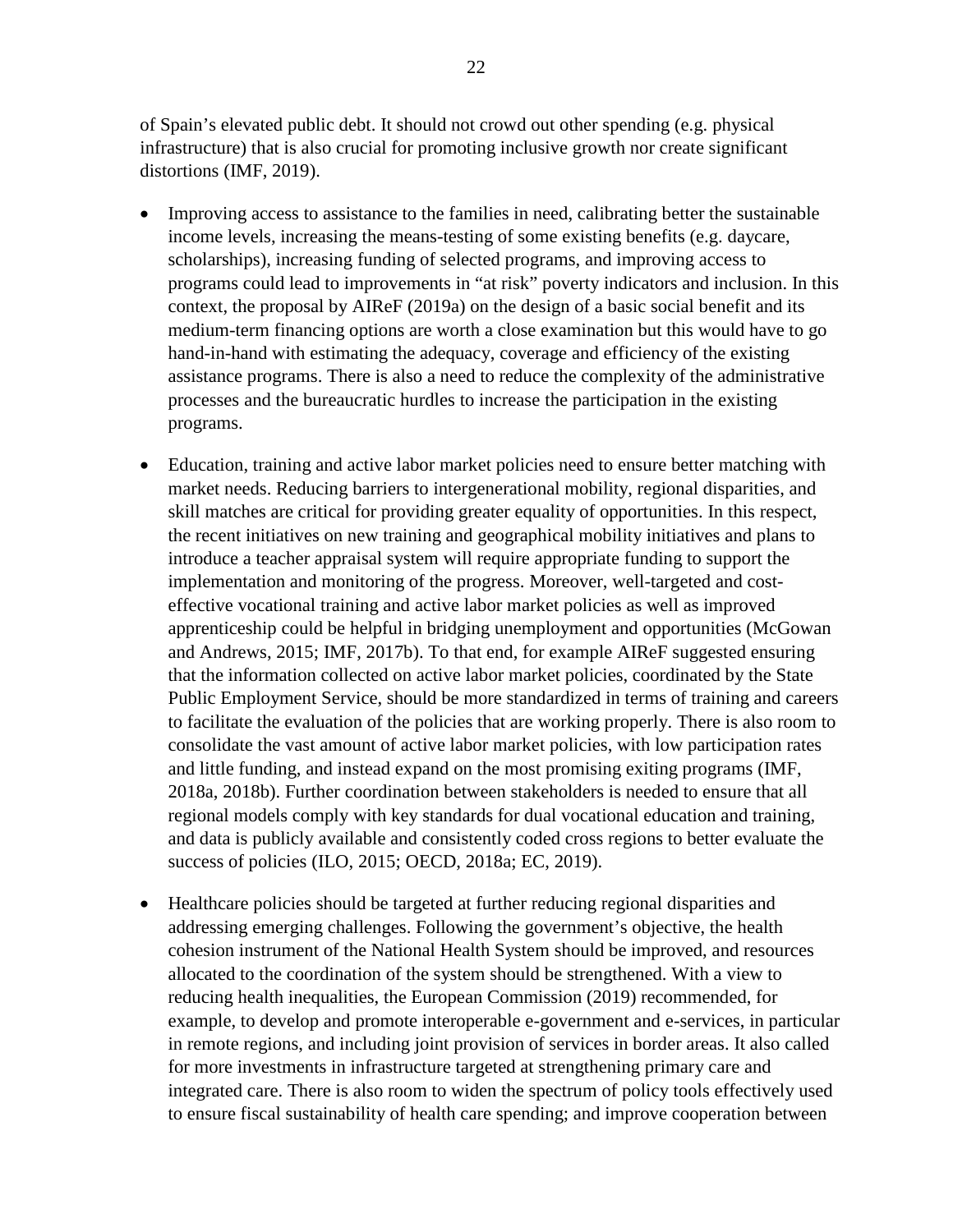of Spain's elevated public debt. It should not crowd out other spending (e.g. physical infrastructure) that is also crucial for promoting inclusive growth nor create significant distortions (IMF, 2019).

- Improving access to assistance to the families in need, calibrating better the sustainable income levels, increasing the means-testing of some existing benefits (e.g. daycare, scholarships), increasing funding of selected programs, and improving access to programs could lead to improvements in "at risk" poverty indicators and inclusion. In this context, the proposal by AIReF (2019a) on the design of a basic social benefit and its medium-term financing options are worth a close examination but this would have to go hand-in-hand with estimating the adequacy, coverage and efficiency of the existing assistance programs. There is also a need to reduce the complexity of the administrative processes and the bureaucratic hurdles to increase the participation in the existing programs.

- Education, training and active labor market policies need to ensure better matching with market needs. Reducing barriers to intergenerational mobility, regional disparities, and skill matches are critical for providing greater equality of opportunities. In this respect, the recent initiatives on new training and geographical mobility initiatives and plans to introduce a teacher appraisal system will require appropriate funding to support the implementation and monitoring of the progress. Moreover, well-targeted and cost-effective vocational training and active labor market policies as well as improved apprenticeship could be helpful in bridging unemployment and opportunities (McGowan and Andrews, 2015; IMF, 2017b). To that end, for example AIReF suggested ensuring that the information collected on active labor market policies, coordinated by the State Public Employment Service, should be more standardized in terms of training and careers to facilitate the evaluation of the policies that are working properly. There is also room to consolidate the vast amount of active labor market policies, with low participation rates and little funding, and instead expand on the most promising exiting programs (IMF, 2018a, 2018b). Further coordination between stakeholders is needed to ensure that all regional models comply with key standards for dual vocational education and training, and data is publicly available and consistently coded cross regions to better evaluate the success of policies (ILO, 2015; OECD, 2018a; EC, 2019).

- Healthcare policies should be targeted at further reducing regional disparities and addressing emerging challenges. Following the government's objective, the health cohesion instrument of the National Health System should be improved, and resources allocated to the coordination of the system should be strengthened. With a view to reducing health inequalities, the European Commission (2019) recommended, for example, to develop and promote interoperable e-government and e-services, in particular in remote regions, and including joint provision of services in border areas. It also called for more investments in infrastructure targeted at strengthening primary care and integrated care. There is also room to widen the spectrum of policy tools effectively used to ensure fiscal sustainability of health care spending; and improve cooperation between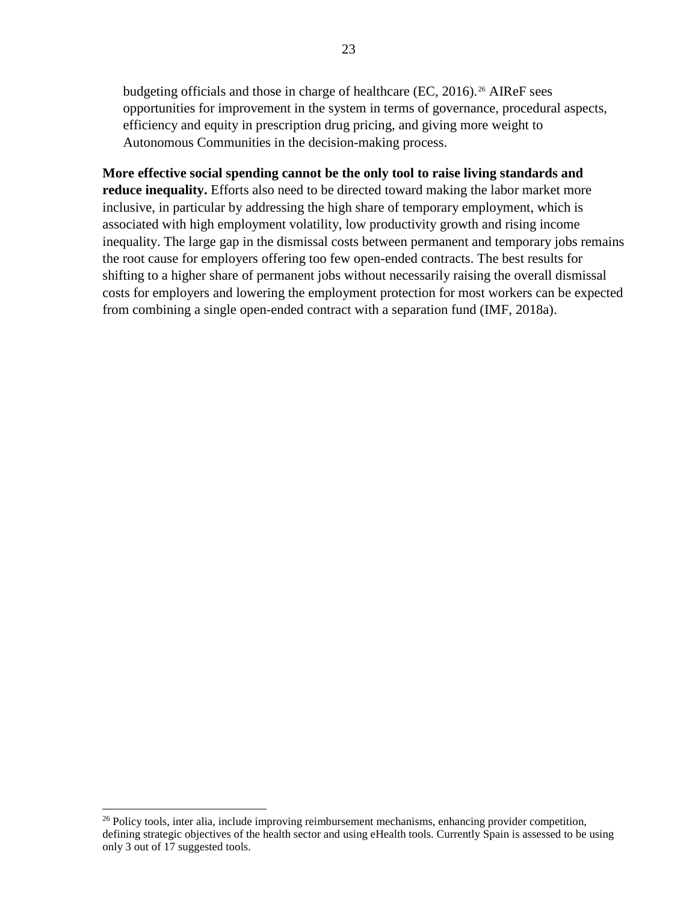budgeting officials and those in charge of healthcare (EC, 2016).[26] AIReF sees opportunities for improvement in the system in terms of governance, procedural aspects, efficiency and equity in prescription drug pricing, and giving more weight to Autonomous Communities in the decision-making process.

**More effective social spending cannot be the only tool to raise living standards and reduce inequality.** Efforts also need to be directed toward making the labor market more inclusive, in particular by addressing the high share of temporary employment, which is associated with high employment volatility, low productivity growth and rising income inequality. The large gap in the dismissal costs between permanent and temporary jobs remains the root cause for employers offering too few open-ended contracts. The best results for shifting to a higher share of permanent jobs without necessarily raising the overall dismissal costs for employers and lowering the employment protection for most workers can be expected from combining a single open-ended contract with a separation fund (IMF, 2018a).

---

[26] Policy tools, inter alia, include improving reimbursement mechanisms, enhancing provider competition, defining strategic objectives of the health sector and using eHealth tools. Currently Spain is assessed to be using only 3 out of 17 suggested tools.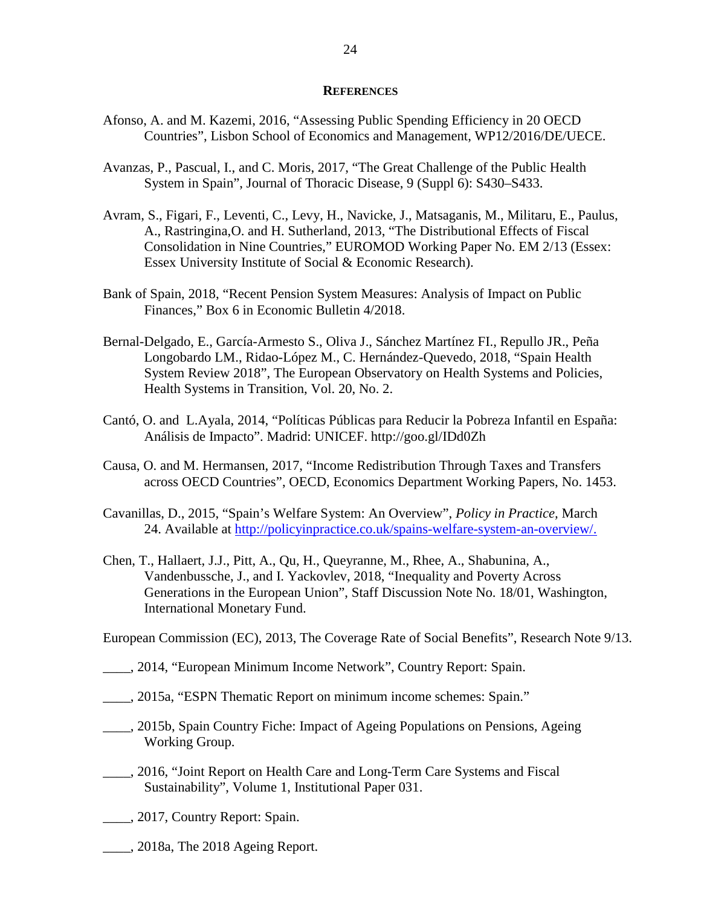## References

Afonso, A. and M. Kazemi, 2016, "Assessing Public Spending Efficiency in 20 OECD Countries", Lisbon School of Economics and Management, WP12/2016/DE/UECE.

Avanzas, P., Pascual, I., and C. Moris, 2017, "The Great Challenge of the Public Health System in Spain", Journal of Thoracic Disease, 9 (Suppl 6): S430–S433.

Avram, S., Figari, F., Leventi, C., Levy, H., Navicke, J., Matsaganis, M., Militaru, E., Paulus, A., Rastringina,O. and H. Sutherland, 2013, "The Distributional Effects of Fiscal Consolidation in Nine Countries," EUROMOD Working Paper No. EM 2/13 (Essex: Essex University Institute of Social & Economic Research).

Bank of Spain, 2018, "Recent Pension System Measures: Analysis of Impact on Public Finances," Box 6 in Economic Bulletin 4/2018.

Bernal-Delgado, E., García-Armesto S., Oliva J., Sánchez Martínez FI., Repullo JR., Peña Longobardo LM., Ridao-López M., C. Hernández-Quevedo, 2018, "Spain Health System Review 2018", The European Observatory on Health Systems and Policies, Health Systems in Transition, Vol. 20, No. 2.

Cantó, O. and L.Ayala, 2014, "Políticas Públicas para Reducir la Pobreza Infantil en España: Análisis de Impacto". Madrid: UNICEF. http://goo.gl/IDd0Zh

Causa, O. and M. Hermansen, 2017, "Income Redistribution Through Taxes and Transfers across OECD Countries", OECD, Economics Department Working Papers, No. 1453.

Cavanillas, D., 2015, "Spain's Welfare System: An Overview", *Policy in Practice,* March 24. Available at http://policyinpractice.co.uk/spains-welfare-system-an-overview/.

Chen, T., Hallaert, J.J., Pitt, A., Qu, H., Queyranne, M., Rhee, A., Shabunina, A., Vandenbussche, J., and I. Yackovlev, 2018, "Inequality and Poverty Across Generations in the European Union", Staff Discussion Note No. 18/01, Washington, International Monetary Fund.

European Commission (EC), 2013, The Coverage Rate of Social Benefits", Research Note 9/13.

____, 2014, "European Minimum Income Network", Country Report: Spain.

____, 2015a, "ESPN Thematic Report on minimum income schemes: Spain."

____, 2015b, Spain Country Fiche: Impact of Ageing Populations on Pensions, Ageing Working Group.

____, 2016, "Joint Report on Health Care and Long-Term Care Systems and Fiscal Sustainability", Volume 1, Institutional Paper 031.

____, 2017, Country Report: Spain.

____, 2018a, The 2018 Ageing Report.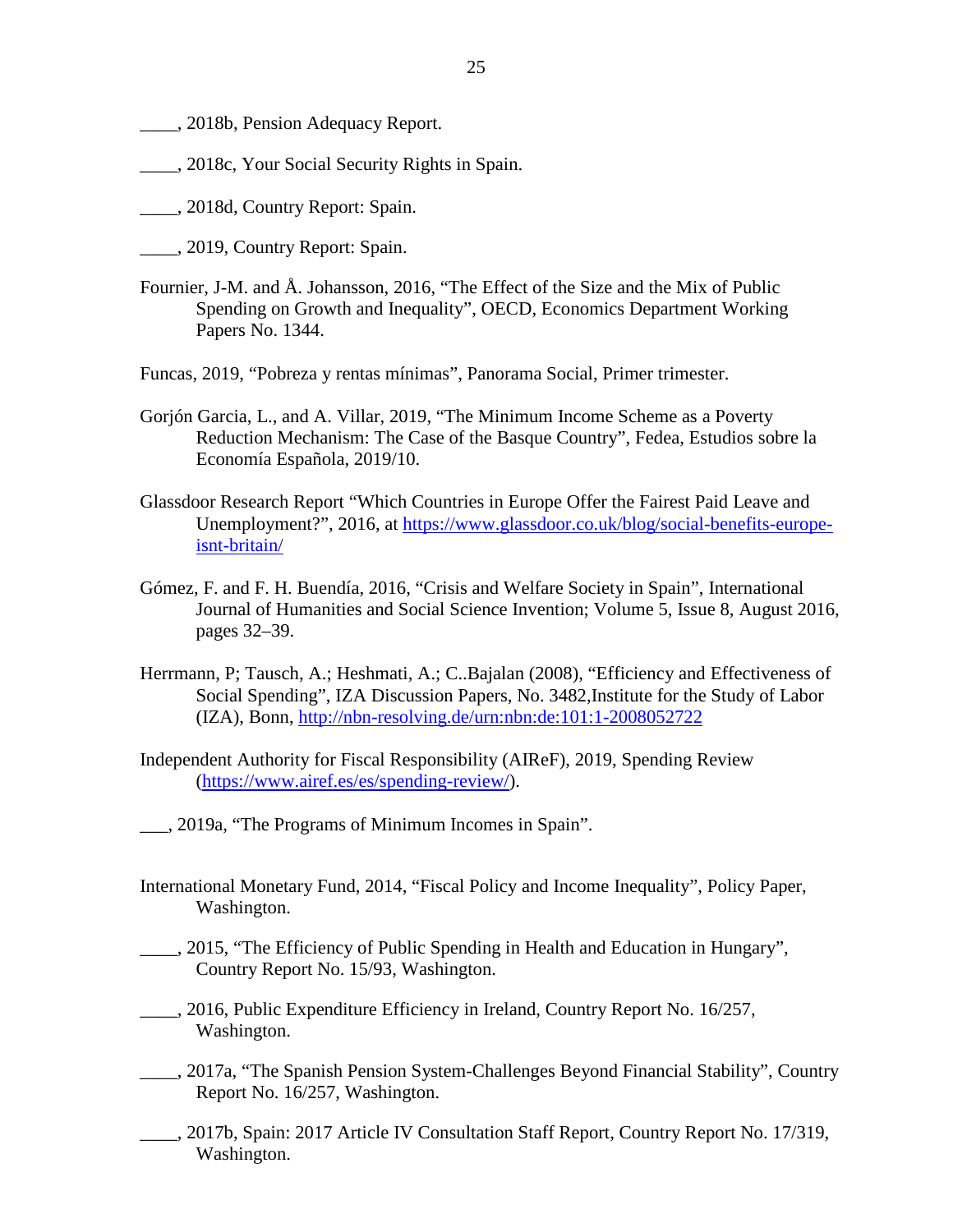____, 2018b, Pension Adequacy Report.

____, 2018c, Your Social Security Rights in Spain.

____, 2018d, Country Report: Spain.

____, 2019, Country Report: Spain.

Fournier, J-M. and Å. Johansson, 2016, "The Effect of the Size and the Mix of Public Spending on Growth and Inequality", OECD, Economics Department Working Papers No. 1344.

Funcas, 2019, "Pobreza y rentas mínimas", Panorama Social, Primer trimester.

Gorjón Garcia, L., and A. Villar, 2019, "The Minimum Income Scheme as a Poverty Reduction Mechanism: The Case of the Basque Country", Fedea, Estudios sobre la Economía Española, 2019/10.

Glassdoor Research Report "Which Countries in Europe Offer the Fairest Paid Leave and Unemployment?", 2016, at https://www.glassdoor.co.uk/blog/social-benefits-europe-isnt-britain/

Gómez, F. and F. H. Buendía, 2016, "Crisis and Welfare Society in Spain", International Journal of Humanities and Social Science Invention; Volume 5, Issue 8, August 2016, pages 32–39.

Herrmann, P; Tausch, A.; Heshmati, A.; C..Bajalan (2008), "Efficiency and Effectiveness of Social Spending", IZA Discussion Papers, No. 3482,Institute for the Study of Labor (IZA), Bonn, http://nbn-resolving.de/urn:nbn:de:101:1-2008052722

Independent Authority for Fiscal Responsibility (AIReF), 2019, Spending Review (https://www.airef.es/es/spending-review/).

___, 2019a, "The Programs of Minimum Incomes in Spain".

International Monetary Fund, 2014, "Fiscal Policy and Income Inequality", Policy Paper, Washington.

____, 2015, "The Efficiency of Public Spending in Health and Education in Hungary", Country Report No. 15/93, Washington.

____, 2016, Public Expenditure Efficiency in Ireland, Country Report No. 16/257, Washington.

____, 2017a, "The Spanish Pension System-Challenges Beyond Financial Stability", Country Report No. 16/257, Washington.

____, 2017b, Spain: 2017 Article IV Consultation Staff Report, Country Report No. 17/319, Washington.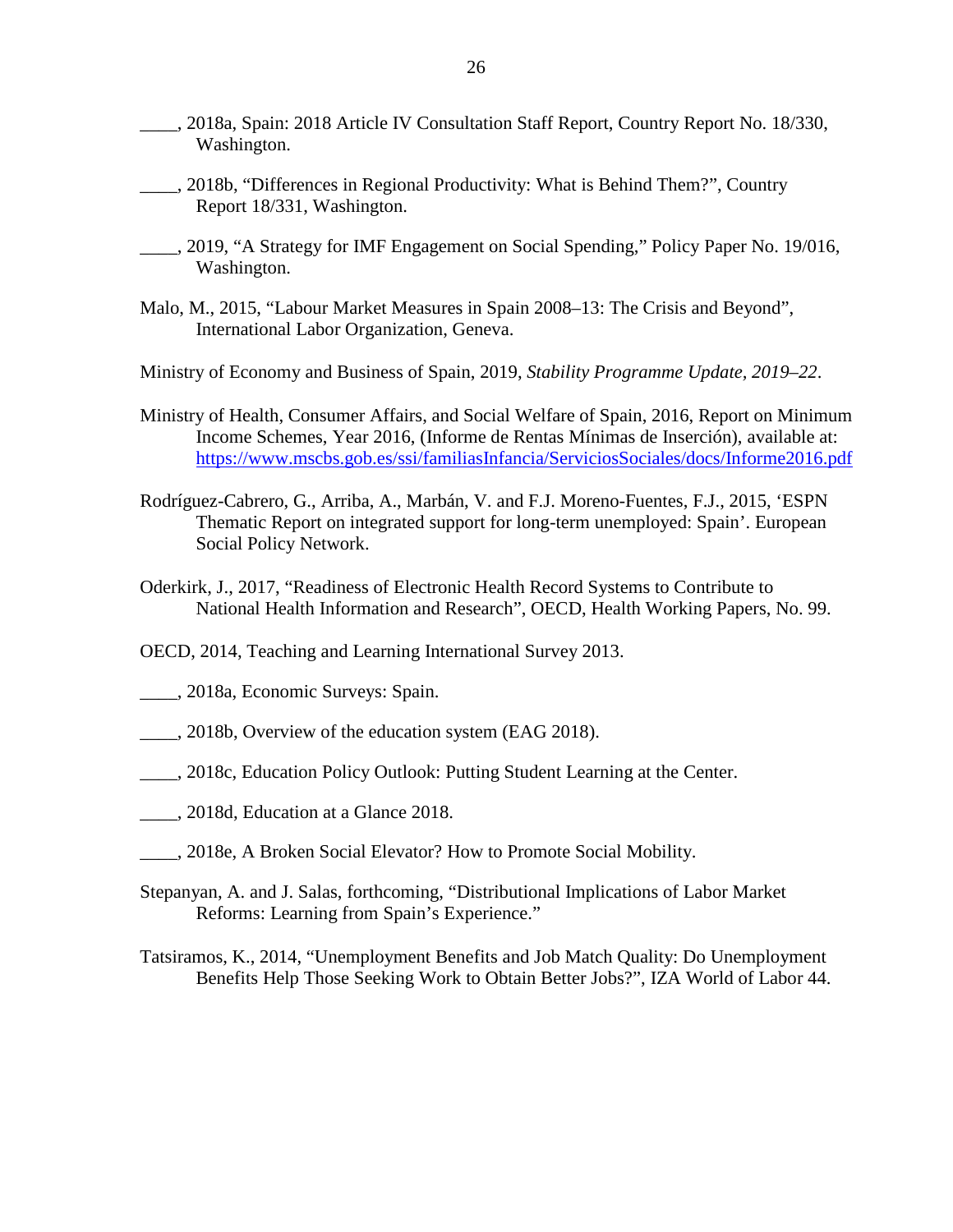____, 2018a, Spain: 2018 Article IV Consultation Staff Report, Country Report No. 18/330, Washington.

____, 2018b, "Differences in Regional Productivity: What is Behind Them?", Country Report 18/331, Washington.

____, 2019, "A Strategy for IMF Engagement on Social Spending," Policy Paper No. 19/016, Washington.

Malo, M., 2015, "Labour Market Measures in Spain 2008–13: The Crisis and Beyond", International Labor Organization, Geneva.

Ministry of Economy and Business of Spain, 2019, *Stability Programme Update, 2019–22*.

Ministry of Health, Consumer Affairs, and Social Welfare of Spain, 2016, Report on Minimum Income Schemes, Year 2016, (Informe de Rentas Mínimas de Inserción), available at: https://www.mscbs.gob.es/ssi/familiasInfancia/ServiciosSociales/docs/Informe2016.pdf

Rodríguez-Cabrero, G., Arriba, A., Marbán, V. and F.J. Moreno-Fuentes, F.J., 2015, 'ESPN Thematic Report on integrated support for long-term unemployed: Spain'. European Social Policy Network.

Oderkirk, J., 2017, "Readiness of Electronic Health Record Systems to Contribute to National Health Information and Research", OECD, Health Working Papers, No. 99.

OECD, 2014, Teaching and Learning International Survey 2013.

____, 2018a, Economic Surveys: Spain.

____, 2018b, Overview of the education system (EAG 2018).

____, 2018c, Education Policy Outlook: Putting Student Learning at the Center.

____, 2018d, Education at a Glance 2018.

____, 2018e, A Broken Social Elevator? How to Promote Social Mobility.

Stepanyan, A. and J. Salas, forthcoming, "Distributional Implications of Labor Market Reforms: Learning from Spain's Experience."

Tatsiramos, K., 2014, "Unemployment Benefits and Job Match Quality: Do Unemployment Benefits Help Those Seeking Work to Obtain Better Jobs?", IZA World of Labor 44.